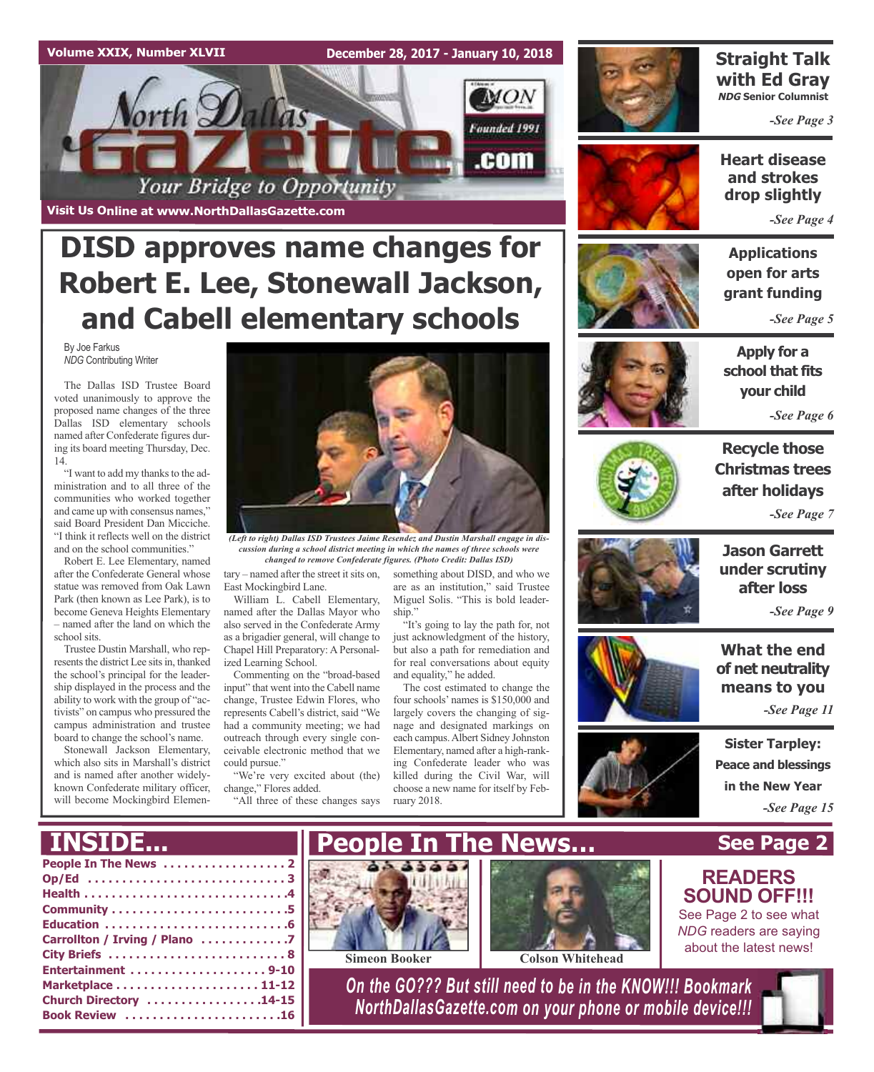Volume XXIX, Number XLVII

December 28, 2017 - January 10, 2018

# North Dallas Gazette .com

Founded 1991

*Your Bridge to Opportunity*

**Visit Us Online at www.NorthDallasGazette.com**

# DISD approves name changes for Robert E. Lee, Stonewall Jackson, and Cabell elementary schools

By Joe Farkus
*NDG* Contributing Writer

The Dallas ISD Trustee Board voted unanimously to approve the proposed name changes of the three Dallas ISD elementary schools named after Confederate figures during its board meeting Thursday, Dec. 14.

"I want to add my thanks to the administration and to all three of the communities who worked together and came up with consensus names," said Board President Dan Micciche. "I think it reflects well on the district and on the school communities."

Robert E. Lee Elementary, named after the Confederate General whose statue was removed from Oak Lawn Park (then known as Lee Park), is to become Geneva Heights Elementary – named after the land on which the school sits.

Trustee Dustin Marshall, who represents the district Lee sits in, thanked the school's principal for the leadership displayed in the process and the ability to work with the group of "activists" on campus who pressured the campus administration and trustee board to change the school's name.

Stonewall Jackson Elementary, which also sits in Marshall's district and is named after another widely-known Confederate military officer, will become Mockingbird Elementary – named after the street it sits on, East Mockingbird Lane.

*(Left to right) Dallas ISD Trustees Jaime Resendez and Dustin Marshall engage in discussion during a school district meeting in which the names of three schools were changed to remove Confederate figures. (Photo Credit: Dallas ISD)*

William L. Cabell Elementary, named after the Dallas Mayor who also served in the Confederate Army as a brigadier general, will change to Chapel Hill Preparatory: A Personalized Learning School.

Commenting on the "broad-based input" that went into the Cabell name change, Trustee Edwin Flores, who represents Cabell's district, said "We had a community meeting; we had outreach through every single conceivable electronic method that we could pursue."

"We're very excited about (the) change," Flores added.

"All three of these changes says something about DISD, and who we are as an institution," said Trustee Miguel Solis. "This is bold leadership."

"It's going to lay the path for, not just acknowledgment of the history, but also a path for remediation and for real conversations about equity and equality," he added.

The cost estimated to change the four schools' names is $150,000 and largely covers the changing of signage and designated markings on each campus. Albert Sidney Johnston Elementary, named after a high-ranking Confederate leader who was killed during the Civil War, will choose a new name for itself by February 2018.

---

**Straight Talk with Ed Gray**
***NDG* Senior Columnist**
*-See Page 3*

**Heart disease and strokes drop slightly**
*-See Page 4*

**Applications open for arts grant funding**
*-See Page 5*

**Apply for a school that fits your child**
*-See Page 6*

**Recycle those Christmas trees after holidays**
*-See Page 7*

**Jason Garrett under scrutiny after loss**
*-See Page 9*

**What the end of net neutrality means to you**
*-See Page 11*

**Sister Tarpley: Peace and blessings in the New Year**
*-See Page 15*

---

## INSIDE...

| | |
|---|---|
| People In The News | 2 |
| Op/Ed | 3 |
| Health | 4 |
| Community | 5 |
| Education | 6 |
| Carrollton / Irving / Plano | 7 |
| City Briefs | 8 |
| Entertainment | 9-10 |
| Marketplace | 11-12 |
| Church Directory | 14-15 |
| Book Review | 16 |

## People In The News...

**See Page 2**

Simeon Booker

Colson Whitehead

**READERS SOUND OFF!!!**
See Page 2 to see what *NDG* readers are saying about the latest news!

*On the GO??? But still need to be in the KNOW!!! Bookmark NorthDallasGazette.com on your phone or mobile device!!!*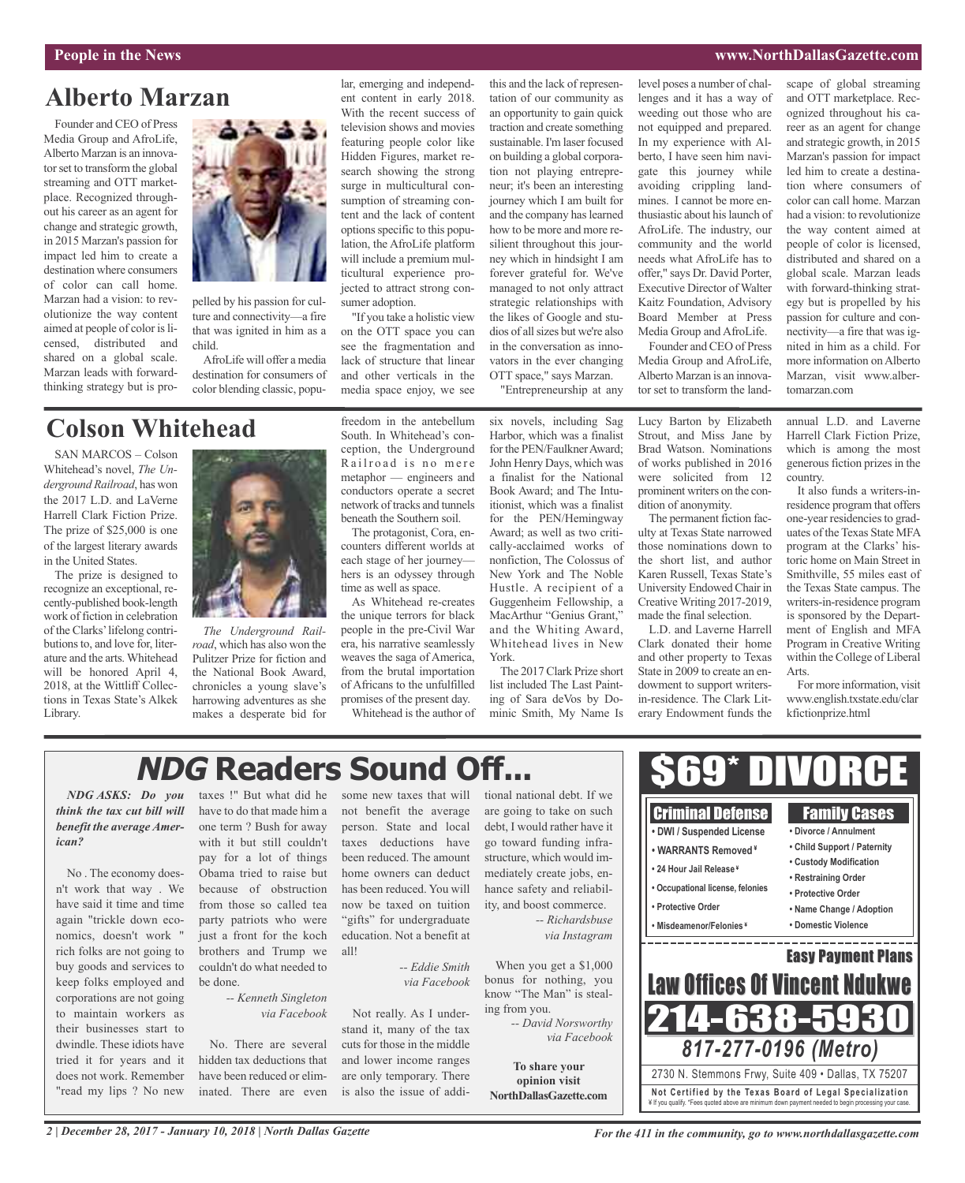## Alberto Marzan

Founder and CEO of Press Media Group and AfroLife, Alberto Marzan is an innovator set to transform the global streaming and OTT marketplace. Recognized throughout his career as an agent for change and strategic growth, in 2015 Marzan's passion for impact led him to create a destination where consumers of color can call home. Marzan had a vision: to revolutionize the way content aimed at people of color is licensed, distributed and shared on a global scale. Marzan leads with forward-thinking strategy but is propelled by his passion for culture and connectivity—a fire that was ignited in him as a child.

AfroLife will offer a media destination for consumers of color blending classic, popular, emerging and independent content in early 2018. With the recent success of television shows and movies featuring people color like Hidden Figures, market research showing the strong surge in multicultural consumption of streaming content and the lack of content options specific to this population, the AfroLife platform will include a premium multicultural experience projected to attract strong consumer adoption.

"If you take a holistic view on the OTT space you can see the fragmentation and lack of structure that linear and other verticals in the media space enjoy, we see this and the lack of representation of our community as an opportunity to gain quick traction and create something sustainable. I'm laser focused on building a global corporation not playing entrepreneur; it's been an interesting journey which I am built for and the company has learned how to be more and more resilient throughout this journey which in hindsight I am forever grateful for. We've managed to not only attract strategic relationships with the likes of Google and studios of all sizes but we're also in the conversation as innovators in the ever changing OTT space," says Marzan.

"Entrepreneurship at any level poses a number of challenges and it has a way of weeding out those who are not equipped and prepared. In my experience with Alberto, I have seen him navigate this journey while avoiding crippling landmines. I cannot be more enthusiastic about his launch of AfroLife. The industry, our community and the world needs what AfroLife has to offer," says Dr. David Porter, Executive Director of Walter Kaitz Foundation, Advisory Board Member at Press Media Group and AfroLife.

Founder and CEO of Press Media Group and AfroLife, Alberto Marzan is an innovator set to transform the landscape of global streaming and OTT marketplace. Recognized throughout his career as an agent for change and strategic growth, in 2015 Marzan's passion for impact led him to create a destination where consumers of color can call home. Marzan had a vision: to revolutionize the way content aimed at people of color is licensed, distributed and shared on a global scale. Marzan leads with forward-thinking strategy but is propelled by his passion for culture and connectivity—a fire that was ignited in him as a child. For more information on Alberto Marzan, visit www.albertomarzan.com

## Colson Whitehead

SAN MARCOS – Colson Whitehead's novel, *The Underground Railroad*, has won the 2017 L.D. and LaVerne Harrell Clark Fiction Prize. The prize of $25,000 is one of the largest literary awards in the United States.

The prize is designed to recognize an exceptional, recently-published book-length work of fiction in celebration of the Clarks' lifelong contributions to, and love for, literature and the arts. Whitehead will be honored April 4, 2018, at the Wittliff Collections in Texas State's Alkek Library.

*The Underground Railroad*, which has also won the Pulitzer Prize for fiction and the National Book Award, chronicles a young slave's harrowing adventures as she makes a desperate bid for freedom in the antebellum South. In Whitehead's conception, the Underground Railroad is no mere metaphor — engineers and conductors operate a secret network of tracks and tunnels beneath the Southern soil.

The protagonist, Cora, encounters different worlds at each stage of her journey—hers is an odyssey through time as well as space.

As Whitehead re-creates the unique terrors for black people in the pre-Civil War era, his narrative seamlessly weaves the saga of America, from the brutal importation of Africans to the unfulfilled promises of the present day.

Whitehead is the author of six novels, including Sag Harbor, which was a finalist for the PEN/Faulkner Award; John Henry Days, which was a finalist for the National Book Award; and The Intuitionist, which was a finalist for the PEN/Hemingway Award; as well as two critically-acclaimed works of nonfiction, The Colossus of New York and The Noble Hustle. A recipient of a Guggenheim Fellowship, a MacArthur "Genius Grant," and the Whiting Award, Whitehead lives in New York.

The 2017 Clark Prize short list included The Last Painting of Sara deVos by Dominic Smith, My Name Is Lucy Barton by Elizabeth Strout, and Miss Jane by Brad Watson. Nominations of works published in 2016 were solicited from 12 prominent writers on the condition of anonymity.

The permanent fiction faculty at Texas State narrowed those nominations down to the short list, and author Karen Russell, Texas State's University Endowed Chair in Creative Writing 2017-2019, made the final selection.

L.D. and Laverne Harrell Clark donated their home and other property to Texas State in 2009 to create an endowment to support writers-in-residence. The Clark Literary Endowment funds the annual L.D. and Laverne Harrell Clark Fiction Prize, which is among the most generous fiction prizes in the country.

It also funds a writers-in-residence program that offers one-year residencies to graduates of the Texas State MFA program at the Clarks' historic home on Main Street in Smithville, 55 miles east of the Texas State campus. The writers-in-residence program is sponsored by the Department of English and MFA Program in Creative Writing within the College of Liberal Arts.

For more information, visit www.english.txstate.edu/clarkfictionprize.html

## *NDG* Readers Sound Off...

***NDG ASKS: Do you think the tax cut bill will benefit the average American?***

No . The economy doesn't work that way . We have said it time and time again "trickle down economics, doesn't work " rich folks are not going to buy goods and services to keep folks employed and corporations are not going to maintain workers as their businesses start to dwindle. These idiots have tried it for years and it does not work. Remember "read my lips ? No new taxes !" But what did he have to do that made him a one term ? Bush for away with it but still couldn't pay for a lot of things Obama tried to raise but because of obstruction from those so called tea party patriots who were just a front for the koch brothers and Trump we couldn't do what needed to be done.

*-- Kenneth Singleton via Facebook*

No. There are several hidden tax deductions that have been reduced or eliminated. There are even some new taxes that will not benefit the average person. State and local taxes deductions have been reduced. The amount home owners can deduct has been reduced. You will now be taxed on tuition "gifts" for undergraduate education. Not a benefit at all!

*-- Eddie Smith via Facebook*

Not really. As I understand it, many of the tax cuts for those in the middle and lower income ranges are only temporary. There is also the issue of additional national debt. If we are going to take on such debt, I would rather have it go toward funding infrastructure, which would immediately create jobs, enhance safety and reliability, and boost commerce.

*-- Richardsbuse via Instagram*

When you get a $1,000 bonus for nothing, you know "The Man" is stealing from you.

*-- David Norsworthy via Facebook*

**To share your opinion visit NorthDallasGazette.com**

# $69* DIVORCE

| Criminal Defense | Family Cases |
| --- | --- |
| • DWI / Suspended License | • Divorce / Annulment |
| • WARRANTS Removed¥ | • Child Support / Paternity |
| • 24 Hour Jail Release¥ | • Custody Modification |
| • Occupational license, felonies | • Restraining Order |
| • Protective Order | • Protective Order |
| • Misdeamenor/Felonies¥ | • Name Change / Adoption |
| | • Domestic Violence |

**Easy Payment Plans**

**Law Offices Of Vincent Ndukwe**

**214-638-5930**

***817-277-0196 (Metro)***

2730 N. Stemmons Frwy, Suite 409 • Dallas, TX 75207

**Not Certified by the Texas Board of Legal Specialization**

¥ If you qualify. *Fees quoted above are minimum down payment needed to begin processing your case.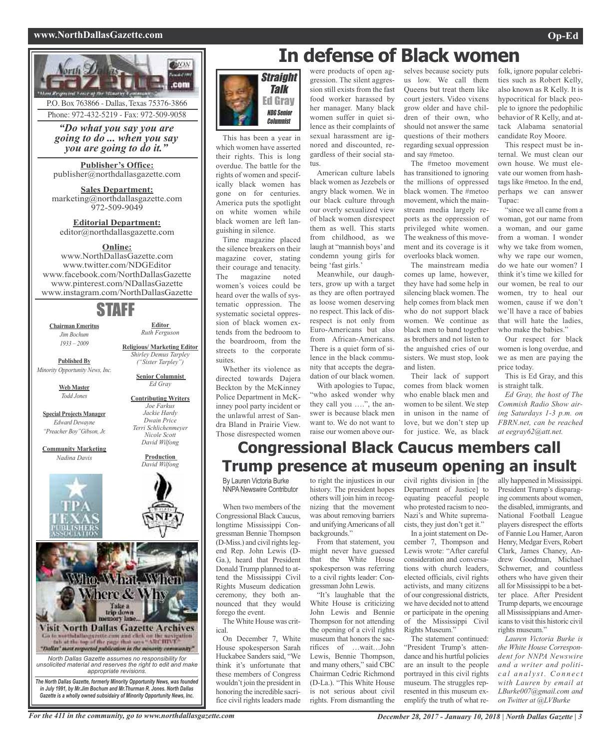P.O. Box 763866 - Dallas, Texas 75376-3866
Phone: 972-432-5219 - Fax: 972-509-9058

*"Do what you say you are going to do ... when you say you are going to do it."*

**Publisher's Office:**
publisher@northdallasgazette.com

**Sales Department:**
marketing@northdallasgazette.com
972-509-9049

**Editorial Department:**
editor@northdallasgazette.com

**Online:**
www.NorthDallasGazette.com
www.twitter.com/NDGEditor
www.facebook.com/NorthDallasGazette
www.pinterest.com/NDallasGazette
www.instagram.com/NorthDallasGazette

## STAFF

**Chairman Emeritus**
*Jim Bochum*
*1933 – 2009*

**Published By**
*Minority Opportunity News, Inc.*

**Web Master**
*Todd Jones*

**Special Projects Manager**
*Edward Dewayne "Preacher Boy" Gibson, Jr.*

**Community Marketing**
*Nadina Davis*

**Editor**
*Ruth Ferguson*

**Religious/ Marketing Editor**
*Shirley Demus Tarpley ("Sister Tarpley")*

**Senior Columnist**
*Ed Gray*

**Contributing Writers**
*Joe Farkus*
*Jackie Hardy*
*Dwain Price*
*Terri Schlichenmeyer*
*Nicole Scott*
*David Wilfong*

**Production**
*David Wilfong*

Who, What, When Where & Why
Take a trip down memory lane...
Visit North Dallas Gazette Archives
Go to northdallasgazette.com and click on the navigation tab at the top of the page that says "ARCHIVE"
"Dallas' most respected publication in the minority community"

*North Dallas Gazette assumes no responsibility for unsolicited material and reserves the right to edit and make appropriate revisions.*

***The North Dallas Gazette, formerly Minority Opportunity News, was founded in July 1991, by Mr.Jim Bochum and Mr.Thurman R. Jones. North Dallas Gazette is a wholly owned subsidairy of Minority Opportunity News, Inc.***

# In defense of Black women

**Straight Talk**
**Ed Gray**
*NDG Senior Columnist*

This has been a year in which women have asserted their rights. This is long overdue. The battle for the rights of women and specifically black women has gone on for centuries. America puts the spotlight on white women while black women are left languishing in silence.

Time magazine placed the silence breakers on their magazine cover, stating their courage and tenacity. The magazine noted women's voices could be heard over the walls of systematic oppression. The systematic societal oppression of black women extends from the bedroom to the boardroom, from the streets to the corporate suites.

Whether its violence as directed towards Dajera Beckton by the McKinney Police Department in McKinney pool party incident or the unlawful arrest of Sandra Bland in Prairie View. Those disrespected women were products of open aggression. The silent aggression still exists from the fast food worker harassed by her manager. Many black women suffer in quiet silence as their complaints of sexual harassment are ignored and discounted, regardless of their social status.

American culture labels black women as Jezebels or angry black women. We in our black culture through our overly sexualized view of black women disrespect them as well. This starts from childhood, as we laugh at "mannish boys' and condemn young girls for being 'fast girls.'

Meanwhile, our daughters, grow up with a target as they are often portrayed as loose women deserving no respect. This lack of disrespect is not only from Euro-Americans but also from African-Americans. There is a quiet form of silence in the black community that accepts the degradation of our black women.

With apologies to Tupac, "who asked wonder why they call you ….", the answer is because black men want to. We do not want to raise our women above ourselves because society puts us low. We call them Queens but treat them like court jesters. Video vixens grow older and have children of their own, who should not answer the same questions of their mothers regarding sexual oppression and say #metoo.

The #metoo movement has transitioned to ignoring the millions of oppressed black women. The #metoo movement, which the mainstream media largely reports as the oppression of privileged white women. The weakness of this movement and its coverage is it overlooks black women.

The mainstream media comes up lame, however, they have had some help in silencing black women. The help comes from black men who do not support black women. We continue as black men to band together as brothers and not listen to the anguished cries of our sisters. We must stop, look and listen.

Their lack of support comes from black women who enable black men and women to be silent. We step in unison in the name of love, but we don't step up for justice. We, as black folk, ignore popular celebrities such as Robert Kelly, also known as R Kelly. It is hypocritical for black people to ignore the pedophilic behavior of R Kelly, and attack Alabama senatorial candidate Roy Moore.

This respect must be internal. We must clean our own house. We must elevate our women from hashtags like #metoo. In the end, perhaps we can answer Tupac:

"since we all came from a woman, got our name from a woman, and our game from a woman. I wonder why we take from women, why we rape our women, do we hate our women? I think it's time we killed for our women, be real to our women, try to heal our women, cause if we don't we'll have a race of babies that will hate the ladies, who make the babies."

Our respect for black women is long overdue, and we as men are paying the price today.

This is Ed Gray, and this is straight talk.

*Ed Gray, the host of The Commish Radio Show airing Saturdays 1-3 p.m. on FBRN.net, can be reached at eegray62@att.net.*

# Congressional Black Caucus members call Trump presence at museum opening an insult

By Lauren Victoria Burke
NNPA Newswire Contributor

When two members of the Congressional Black Caucus, longtime Mississippi Congressman Bennie Thompson (D-Miss.) and civil rights legend Rep. John Lewis (D-Ga.), heard that President Donald Trump planned to attend the Mississippi Civil Rights Museum dedication ceremony, they both announced that they would forego the event.

The White House was critical.

On December 7, White House spokesperson Sarah Huckabee Sanders said, "We think it's unfortunate that these members of Congress wouldn't join the president in honoring the incredible sacrifice civil rights leaders made to right the injustices in our history. The president hopes others will join him in recognizing that the movement was about removing barriers and unifying Americans of all backgrounds."

From that statement, you might never have guessed that the White House spokesperson was referring to a civil rights leader: Congressman John Lewis.

"It's laughable that the White House is criticizing John Lewis and Bennie Thompson for not attending the opening of a civil rights museum that honors the sacrifices of …wait…John Lewis, Bennie Thompson, and many others," said CBC Chairman Cedric Richmond (D-La.). "This White House is not serious about civil rights. From dismantling the civil rights division in [the Department of Justice] to equating peaceful people who protested racism to neo-Nazi's and White supremacists, they just don't get it."

In a joint statement on December 7, Thompson and Lewis wrote: "After careful consideration and conversations with church leaders, elected officials, civil rights activists, and many citizens of our congressional districts, we have decided not to attend or participate in the opening of the Mississippi Civil Rights Museum."

The statement continued: "President Trump's attendance and his hurtful policies are an insult to the people portrayed in this civil rights museum. The struggles represented in this museum exemplify the truth of what really happened in Mississippi. President Trump's disparaging comments about women, the disabled, immigrants, and National Football League players disrespect the efforts of Fannie Lou Hamer, Aaron Henry, Medgar Evers, Robert Clark, James Chaney, Andrew Goodman, Michael Schwerner, and countless others who have given their all for Mississippi to be a better place. After President Trump departs, we encourage all Mississippians and Americans to visit this historic civil rights museum."

*Lauren Victoria Burke is the White House Correspondent for NNPA Newswire and a writer and political analyst. Connect with Lauren by email at LBurke007@gmail.com and on Twitter at @LVBurke*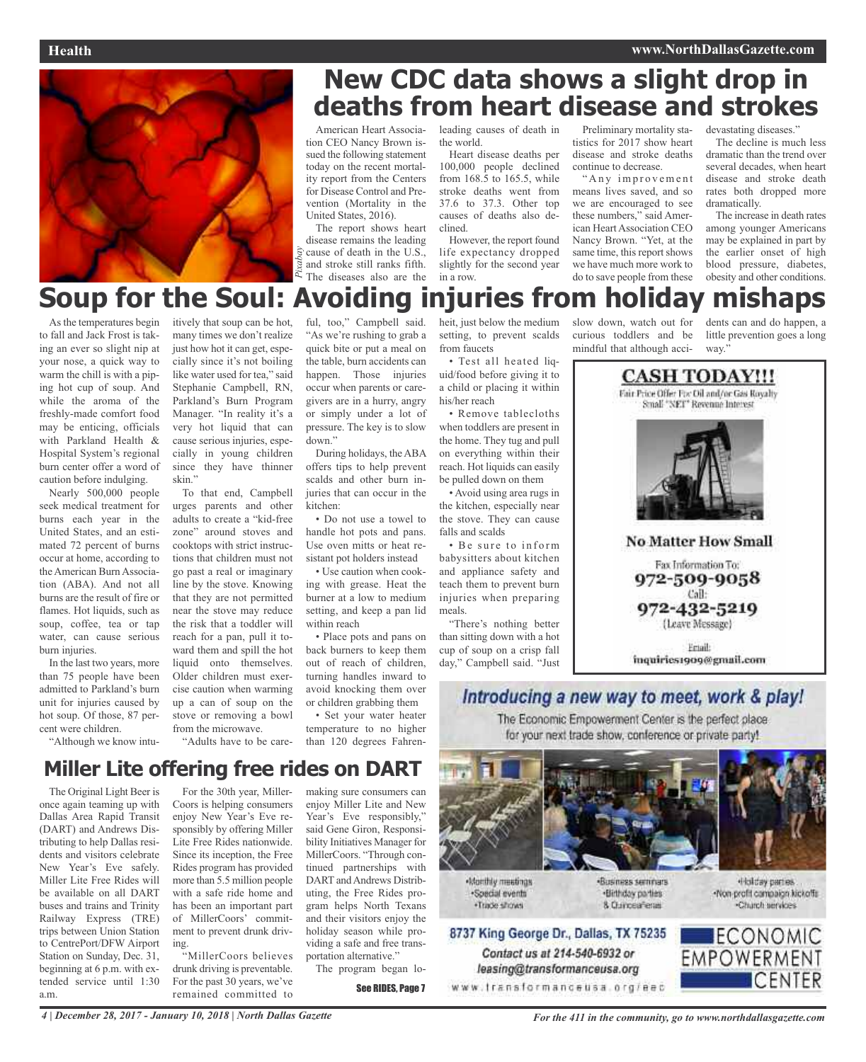# New CDC data shows a slight drop in deaths from heart disease and strokes

*Pixabay*

American Heart Association CEO Nancy Brown issued the following statement today on the recent mortality report from the Centers for Disease Control and Prevention (Mortality in the United States, 2016).

The report shows heart disease remains the leading cause of death in the U.S., and stroke still ranks fifth. The diseases also are the leading causes of death in the world.

Heart disease deaths per 100,000 people declined from 168.5 to 165.5, while stroke deaths went from 37.6 to 37.3. Other top causes of deaths also declined.

However, the report found life expectancy dropped slightly for the second year in a row.

Preliminary mortality statistics for 2017 show heart disease and stroke deaths continue to decrease.

"Any improvement means lives saved, and so we are encouraged to see these numbers," said American Heart Association CEO Nancy Brown. "Yet, at the same time, this report shows we have much more work to do to save people from these devastating diseases."

The decline is much less dramatic than the trend over several decades, when heart disease and stroke death rates both dropped more dramatically.

The increase in death rates among younger Americans may be explained in part by the earlier onset of high blood pressure, diabetes, obesity and other conditions.

# Soup for the Soul: Avoiding injuries from holiday mishaps

As the temperatures begin to fall and Jack Frost is taking an ever so slight nip at your nose, a quick way to warm the chill is with a piping hot cup of soup. And while the aroma of the freshly-made comfort food may be enticing, officials with Parkland Health & Hospital System's regional burn center offer a word of caution before indulging.

Nearly 500,000 people seek medical treatment for burns each year in the United States, and an estimated 72 percent of burns occur at home, according to the American Burn Association (ABA). And not all burns are the result of fire or flames. Hot liquids, such as soup, coffee, tea or tap water, can cause serious burn injuries.

In the last two years, more than 75 people have been admitted to Parkland's burn unit for injuries caused by hot soup. Of those, 87 percent were children.

"Although we know intuitively that soup can be hot, many times we don't realize just how hot it can get, especially since it's not boiling like water used for tea," said Stephanie Campbell, RN, Parkland's Burn Program Manager. "In reality it's a very hot liquid that can cause serious injuries, especially in young children since they have thinner skin."

To that end, Campbell urges parents and other adults to create a "kid-free zone" around stoves and cooktops with strict instructions that children must not go past a real or imaginary line by the stove. Knowing that they are not permitted near the stove may reduce the risk that a toddler will reach for a pan, pull it toward them and spill the hot liquid onto themselves. Older children must exercise caution when warming up a can of soup on the stove or removing a bowl from the microwave.

"Adults have to be careful, too," Campbell said. "As we're rushing to grab a quick bite or put a meal on the table, burn accidents can happen. Those injuries occur when parents or caregivers are in a hurry, angry or simply under a lot of pressure. The key is to slow down."

During holidays, the ABA offers tips to help prevent scalds and other burn injuries that can occur in the kitchen:

- Do not use a towel to handle hot pots and pans. Use oven mitts or heat resistant pot holders instead
- Use caution when cooking with grease. Heat the burner at a low to medium setting, and keep a pan lid within reach
- Place pots and pans on back burners to keep them out of reach of children, turning handles inward to avoid knocking them over or children grabbing them
- Set your water heater temperature to no higher than 120 degrees Fahrenheit, just below the medium setting, to prevent scalds from faucets
- Test all heated liquid/food before giving it to a child or placing it within his/her reach
- Remove tablecloths when toddlers are present in the home. They tug and pull on everything within their reach. Hot liquids can easily be pulled down on them
- Avoid using area rugs in the kitchen, especially near the stove. They can cause falls and scalds
- Be sure to inform babysitters about kitchen and appliance safety and teach them to prevent burn injuries when preparing meals.

"There's nothing better than sitting down with a hot cup of soup on a crisp fall day," Campbell said. "Just slow down, watch out for curious toddlers and be mindful that although accidents can and do happen, a little prevention goes a long way."

**CASH TODAY!!!**

Fair Price Offer For Oil and/or Gas Royalty
Small "NET" Revenue Interest

**No Matter How Small**

Fax Information To:
**972-509-9058**
Call:
**972-432-5219**
(Leave Message)

Email:
**inquiries1909@gmail.com**

# Miller Lite offering free rides on DART

The Original Light Beer is once again teaming up with Dallas Area Rapid Transit (DART) and Andrews Distributing to help Dallas residents and visitors celebrate New Year's Eve safely. Miller Lite Free Rides will be available on all DART buses and trains and Trinity Railway Express (TRE) trips between Union Station to CentrePort/DFW Airport Station on Sunday, Dec. 31, beginning at 6 p.m. with extended service until 1:30 a.m.

For the 30th year, MillerCoors is helping consumers enjoy New Year's Eve responsibly by offering Miller Lite Free Rides nationwide. Since its inception, the Free Rides program has provided more than 5.5 million people with a safe ride home and has been an important part of MillerCoors' commitment to prevent drunk driving.

"MillerCoors believes drunk driving is preventable. For the past 30 years, we've remained committed to making sure consumers can enjoy Miller Lite and New Year's Eve responsibly," said Gene Giron, Responsibility Initiatives Manager for MillerCoors. "Through continued partnerships with DART and Andrews Distributing, the Free Rides program helps North Texans and their visitors enjoy the holiday season while providing a safe and free transportation alternative."

The program began lo-

See RIDES, Page 7

***Introducing a new way to meet, work & play!***

The Economic Empowerment Center is the perfect place for your next trade show, conference or private party!

- Monthly meetings
- Special events
- Trade shows
- Business seminars
- Birthday parties
- & Quinceañeras
- Holiday parties
- Non-profit campaign kickoffs
- Church services

**8737 King George Dr., Dallas, TX 75235**

*Contact us at 214-540-6932 or leasing@transformanceusa.org*

www.transformanceusa.org/eec

ECONOMIC EMPOWERMENT CENTER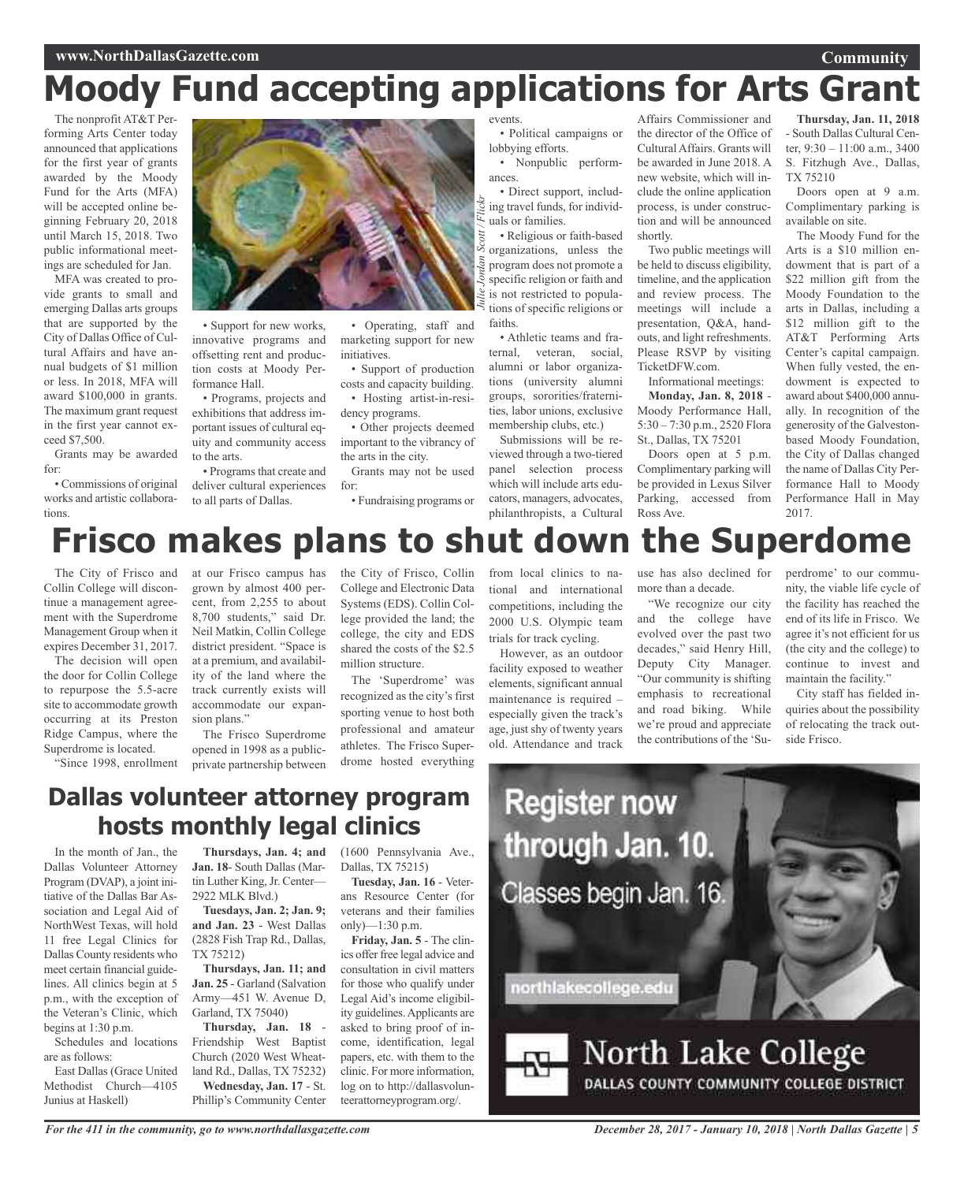# Moody Fund accepting applications for Arts Grant

The nonprofit AT&T Performing Arts Center today announced that applications for the first year of grants awarded by the Moody Fund for the Arts (MFA) will be accepted online beginning February 20, 2018 until March 15, 2018. Two public informational meetings are scheduled for Jan.

MFA was created to provide grants to small and emerging Dallas arts groups that are supported by the City of Dallas Office of Cultural Affairs and have annual budgets of $1 million or less. In 2018, MFA will award $100,000 in grants. The maximum grant request in the first year cannot exceed $7,500.

Grants may be awarded for:

- Commissions of original works and artistic collaborations.
- Support for new works, innovative programs and offsetting rent and production costs at Moody Performance Hall.
- Programs, projects and exhibitions that address important issues of cultural equity and community access to the arts.
- Programs that create and deliver cultural experiences to all parts of Dallas.
- Operating, staff and marketing support for new initiatives.
- Support of production costs and capacity building.
- Hosting artist-in-residency programs.
- Other projects deemed important to the vibrancy of the arts in the city.

Grants may not be used for:

- Fundraising programs or events.
- Political campaigns or lobbying efforts.
- Nonpublic performances.
- Direct support, including travel funds, for individuals or families.
- Religious or faith-based organizations, unless the program does not promote a specific religion or faith and is not restricted to populations of specific religions or faiths.
- Athletic teams and fraternal, veteran, social, alumni or labor organizations (university alumni groups, sororities/fraternities, labor unions, exclusive membership clubs, etc.)

*Julie Jordan Scott / Flickr*

Submissions will be reviewed through a two-tiered panel selection process which will include arts educators, managers, advocates, philanthropists, a Cultural Affairs Commissioner and the director of the Office of Cultural Affairs. Grants will be awarded in June 2018. A new website, which will include the online application process, is under construction and will be announced shortly.

Two public meetings will be held to discuss eligibility, timeline, and the application and review process. The meetings will include a presentation, Q&A, handouts, and light refreshments. Please RSVP by visiting TicketDFW.com.

Informational meetings:

**Monday, Jan. 8, 2018** - Moody Performance Hall, 5:30 – 7:30 p.m., 2520 Flora St., Dallas, TX 75201

Doors open at 5 p.m. Complimentary parking will be provided in Lexus Silver Parking, accessed from Ross Ave.

**Thursday, Jan. 11, 2018** - South Dallas Cultural Center, 9:30 – 11:00 a.m., 3400 S. Fitzhugh Ave., Dallas, TX 75210

Doors open at 9 a.m. Complimentary parking is available on site.

The Moody Fund for the Arts is a $10 million endowment that is part of a $22 million gift from the Moody Foundation to the arts in Dallas, including a $12 million gift to the AT&T Performing Arts Center's capital campaign. When fully vested, the endowment is expected to award about $400,000 annually. In recognition of the generosity of the Galveston-based Moody Foundation, the City of Dallas changed the name of Dallas City Performance Hall to Moody Performance Hall in May 2017.

# Frisco makes plans to shut down the Superdome

The City of Frisco and Collin College will discontinue a management agreement with the Superdrome Management Group when it expires December 31, 2017.

The decision will open the door for Collin College to repurpose the 5.5-acre site to accommodate growth occurring at its Preston Ridge Campus, where the Superdrome is located.

"Since 1998, enrollment at our Frisco campus has grown by almost 400 percent, from 2,255 to about 8,700 students," said Dr. Neil Matkin, Collin College district president. "Space is at a premium, and availability of the land where the track currently exists will accommodate our expansion plans."

The Frisco Superdrome opened in 1998 as a public-private partnership between the City of Frisco, Collin College and Electronic Data Systems (EDS). Collin College provided the land; the college, the city and EDS shared the costs of the $2.5 million structure.

The 'Superdrome' was recognized as the city's first sporting venue to host both professional and amateur athletes. The Frisco Superdrome hosted everything from local clinics to national and international competitions, including the 2000 U.S. Olympic team trials for track cycling.

However, as an outdoor facility exposed to weather elements, significant annual maintenance is required – especially given the track's age, just shy of twenty years old. Attendance and track use has also declined for more than a decade.

"We recognize our city and the college have evolved over the past two decades," said Henry Hill, Deputy City Manager. "Our community is shifting emphasis to recreational and road biking. While we're proud and appreciate the contributions of the 'Superdrome' to our community, the viable life cycle of the facility has reached the end of its life in Frisco. We agree it's not efficient for us (the city and the college) to continue to invest and maintain the facility."

City staff has fielded inquiries about the possibility of relocating the track outside Frisco.

## Dallas volunteer attorney program hosts monthly legal clinics

In the month of Jan., the Dallas Volunteer Attorney Program (DVAP), a joint initiative of the Dallas Bar Association and Legal Aid of NorthWest Texas, will hold 11 free Legal Clinics for Dallas County residents who meet certain financial guidelines. All clinics begin at 5 p.m., with the exception of the Veteran's Clinic, which begins at 1:30 p.m.

Schedules and locations are as follows:

East Dallas (Grace United Methodist Church—4105 Junius at Haskell)

**Thursdays, Jan. 4; and Jan. 18**- South Dallas (Martin Luther King, Jr. Center—2922 MLK Blvd.)

**Tuesdays, Jan. 2; Jan. 9; and Jan. 23** - West Dallas (2828 Fish Trap Rd., Dallas, TX 75212)

**Thursdays, Jan. 11; and Jan. 25** - Garland (Salvation Army—451 W. Avenue D, Garland, TX 75040)

**Thursday, Jan. 18** - Friendship West Baptist Church (2020 West Wheatland Rd., Dallas, TX 75232)

**Wednesday, Jan. 17** - St. Phillip's Community Center (1600 Pennsylvania Ave., Dallas, TX 75215)

**Tuesday, Jan. 16** - Veterans Resource Center (for veterans and their families only)—1:30 p.m.

**Friday, Jan. 5** - The clinics offer free legal advice and consultation in civil matters for those who qualify under Legal Aid's income eligibility guidelines. Applicants are asked to bring proof of income, identification, legal papers, etc. with them to the clinic. For more information, log on to http://dallasvolunteerattorneyprogram.org/.

Register now through Jan. 10.
Classes begin Jan. 16.
northlakecollege.edu
North Lake College
DALLAS COUNTY COMMUNITY COLLEGE DISTRICT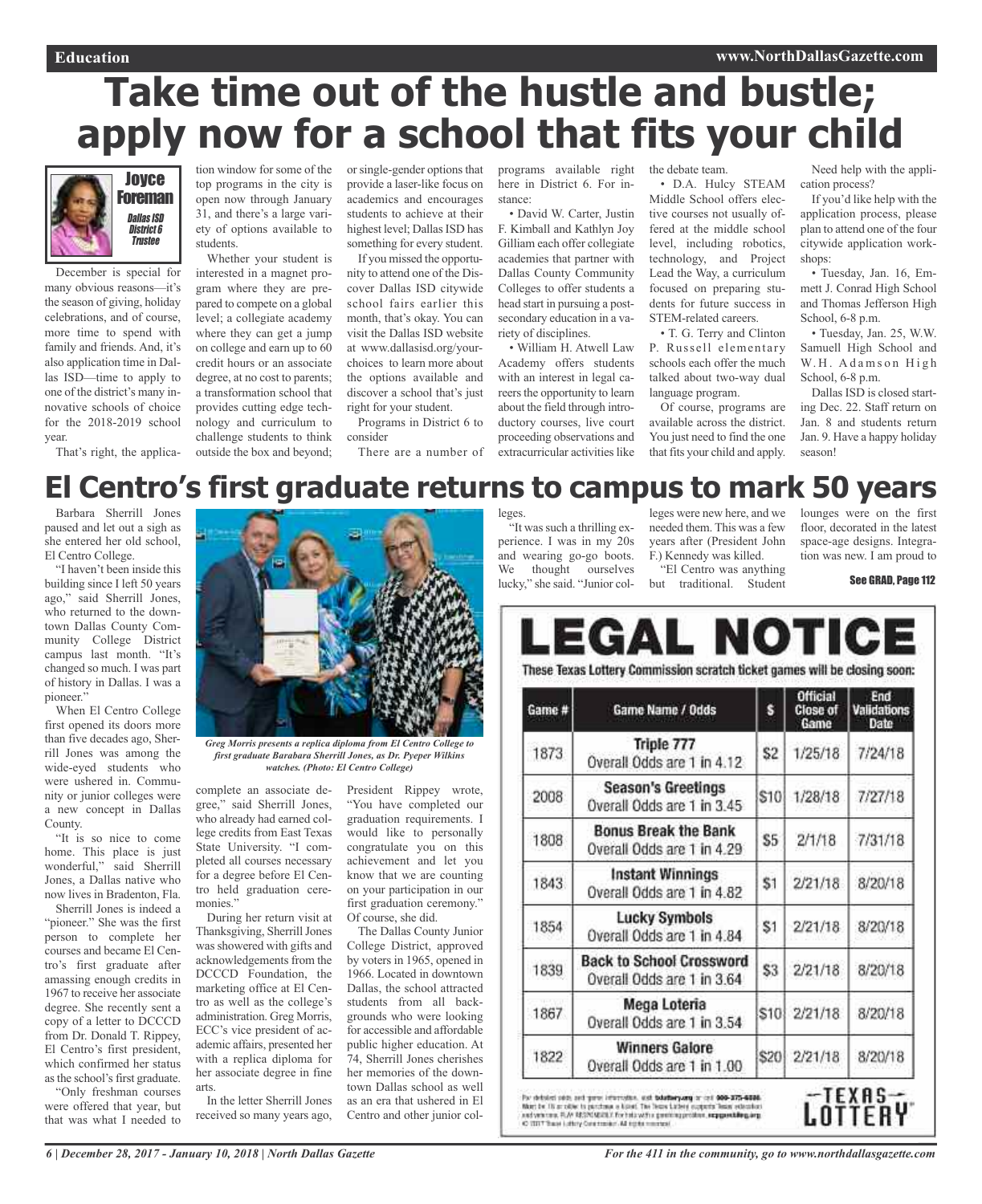# Take time out of the hustle and bustle; apply now for a school that fits your child

**Joyce Foreman**
*Dallas ISD District 6 Trustee*

December is special for many obvious reasons—it's the season of giving, holiday celebrations, and of course, more time to spend with family and friends. And, it's also application time in Dallas ISD—time to apply to one of the district's many innovative schools of choice for the 2018-2019 school year.

That's right, the application window for some of the top programs in the city is open now through January 31, and there's a large variety of options available to students.

Whether your student is interested in a magnet program where they are prepared to compete on a global level; a collegiate academy where they can get a jump on college and earn up to 60 credit hours or an associate degree, at no cost to parents; a transformation school that provides cutting edge technology and curriculum to challenge students to think outside the box and beyond; or single-gender options that provide a laser-like focus on academics and encourages students to achieve at their highest level; Dallas ISD has something for every student.

If you missed the opportunity to attend one of the Discover Dallas ISD citywide school fairs earlier this month, that's okay. You can visit the Dallas ISD website at www.dallasisd.org/yourchoices to learn more about the options available and discover a school that's just right for your student.

Programs in District 6 to consider

There are a number of programs available right here in District 6. For instance:

• David W. Carter, Justin F. Kimball and Kathlyn Joy Gilliam each offer collegiate academies that partner with Dallas County Community Colleges to offer students a head start in pursuing a postsecondary education in a variety of disciplines.

• William H. Atwell Law Academy offers students with an interest in legal careers the opportunity to learn about the field through introductory courses, live court proceeding observations and extracurricular activities like the debate team.

• D.A. Hulcy STEAM Middle School offers elective courses not usually offered at the middle school level, including robotics, technology, and Project Lead the Way, a curriculum focused on preparing students for future success in STEM-related careers.

• T. G. Terry and Clinton P. Russell elementary schools each offer the much talked about two-way dual language program.

Of course, programs are available across the district. You just need to find the one that fits your child and apply.

Need help with the application process?

If you'd like help with the application process, please plan to attend one of the four citywide application workshops:

• Tuesday, Jan. 16, Emmett J. Conrad High School and Thomas Jefferson High School, 6-8 p.m.

• Tuesday, Jan. 25, W.W. Samuell High School and W.H. Adamson High School, 6-8 p.m.

Dallas ISD is closed starting Dec. 22. Staff return on Jan. 8 and students return Jan. 9. Have a happy holiday season!

# El Centro's first graduate returns to campus to mark 50 years

Barbara Sherrill Jones paused and let out a sigh as she entered her old school, El Centro College.

"I haven't been inside this building since I left 50 years ago," said Sherrill Jones, who returned to the downtown Dallas County Community College District campus last month. "It's changed so much. I was part of history in Dallas. I was a pioneer."

When El Centro College first opened its doors more than five decades ago, Sherrill Jones was among the wide-eyed students who were ushered in. Community or junior colleges were a new concept in Dallas County.

"It is so nice to come home. This place is just wonderful," said Sherrill Jones, a Dallas native who now lives in Bradenton, Fla.

Sherrill Jones is indeed a "pioneer." She was the first person to complete her courses and became El Centro's first graduate after amassing enough credits in 1967 to receive her associate degree. She recently sent a copy of a letter to DCCCD from Dr. Donald T. Rippey, El Centro's first president, which confirmed her status as the school's first graduate.

"Only freshman courses were offered that year, but that was what I needed to complete an associate degree," said Sherrill Jones, who already had earned college credits from East Texas State University. "I completed all courses necessary for a degree before El Centro held graduation ceremonies."

*Greg Morris presents a replica diploma from El Centro College to first graduate Barabara Sherrill Jones, as Dr. Pyeper Wilkins watches. (Photo: El Centro College)*

During her return visit at Thanksgiving, Sherrill Jones was showered with gifts and acknowledgements from the DCCCD Foundation, the marketing office at El Centro as well as the college's administration. Greg Morris, ECC's vice president of academic affairs, presented her with a replica diploma for her associate degree in fine arts.

In the letter Sherrill Jones received so many years ago, President Rippey wrote, "You have completed our graduation requirements. I would like to personally congratulate you on this achievement and let you know that we are counting on your participation in our first graduation ceremony." Of course, she did.

The Dallas County Junior College District, approved by voters in 1965, opened in 1966. Located in downtown Dallas, the school attracted students from all backgrounds who were looking for accessible and affordable public higher education. At 74, Sherrill Jones cherishes her memories of the downtown Dallas school as well as an era that ushered in El Centro and other junior colleges.

"It was such a thrilling experience. I was in my 20s and wearing go-go boots. We thought ourselves lucky," she said. "Junior colleges were new here, and we needed them. This was a few years after (President John F.) Kennedy was killed.

"El Centro was anything but traditional. Student lounges were on the first floor, decorated in the latest space-age designs. Integration was new. I am proud to

See GRAD, Page 112

# LEGAL NOTICE

**These Texas Lottery Commission scratch ticket games will be closing soon:**

| Game # | Game Name / Odds | $ | Official Close of Game | End Validations Date |
|---|---|---|---|---|
| 1873 | Triple 777 Overall Odds are 1 in 4.12 | $2 | 1/25/18 | 7/24/18 |
| 2008 | Season's Greetings Overall Odds are 1 in 3.45 | $10 | 1/28/18 | 7/27/18 |
| 1808 | Bonus Break the Bank Overall Odds are 1 in 4.29 | $5 | 2/1/18 | 7/31/18 |
| 1843 | Instant Winnings Overall Odds are 1 in 4.82 | $1 | 2/21/18 | 8/20/18 |
| 1854 | Lucky Symbols Overall Odds are 1 in 4.84 | $1 | 2/21/18 | 8/20/18 |
| 1839 | Back to School Crossword Overall Odds are 1 in 3.64 | $3 | 2/21/18 | 8/20/18 |
| 1867 | Mega Loteria Overall Odds are 1 in 3.54 | $10 | 2/21/18 | 8/20/18 |
| 1822 | Winners Galore Overall Odds are 1 in 1.00 | $20 | 2/21/18 | 8/20/18 |

For detailed odds and game information, visit txlottery.org or call 800-375-6886. Must be 18 or older to purchase a ticket. The Texas Lottery supports Texas education and veterans. PLAY RESPONSIBLY. For help with a gambling problem, ncpgambling.org. © 2017 Texas Lottery Commission. All rights reserved.

TEXAS LOTTERY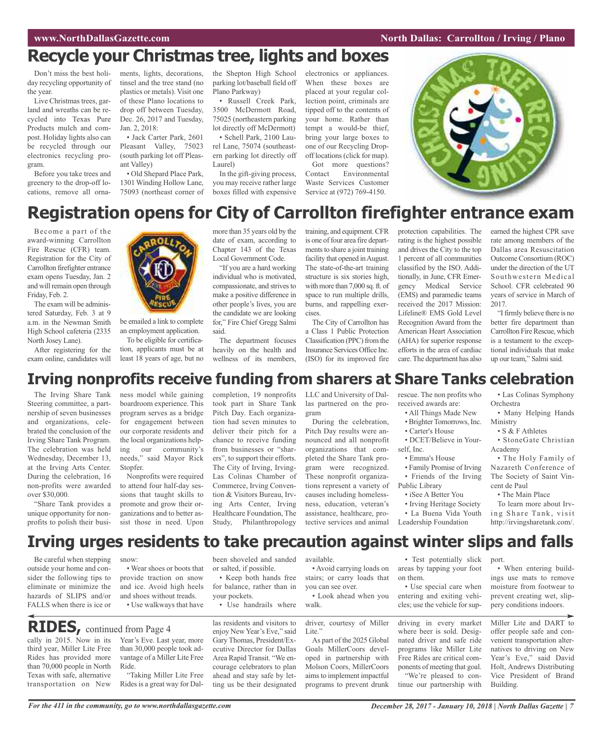# Recycle your Christmas tree, lights and boxes

Don't miss the best holiday recycling opportunity of the year.

Live Christmas trees, garland and wreaths can be recycled into Texas Pure Products mulch and compost. Holiday lights also can be recycled through our electronics recycling program.

Before you take trees and greenery to the drop-off locations, remove all ornaments, lights, decorations, tinsel and the tree stand (no plastics or metals). Visit one of these Plano locations to drop off between Tuesday, Dec. 26, 2017 and Tuesday, Jan. 2, 2018:

- Jack Carter Park, 2601 Pleasant Valley, 75023 (south parking lot off Pleasant Valley)
- Old Shepard Place Park, 1301 Winding Hollow Lane, 75093 (northeast corner of the Shepton High School parking lot/baseball field off Plano Parkway)
- Russell Creek Park, 3500 McDermott Road, 75025 (northeastern parking lot directly off McDermott)
- Schell Park, 2100 Laurel Lane, 75074 (southeastern parking lot directly off Laurel)

In the gift-giving process, you may receive rather large boxes filled with expensive electronics or appliances. When these boxes are placed at your regular collection point, criminals are tipped off to the contents of your home. Rather than tempt a would-be thief, bring your large boxes to one of our Recycling Drop-off locations (click for map).

Got more questions? Contact Environmental Waste Services Customer Service at (972) 769-4150.

# Registration opens for City of Carrollton firefighter entrance exam

Become a part of the award-winning Carrollton Fire Rescue (CFR) team. Registration for the City of Carrollton firefighter entrance exam opens Tuesday, Jan. 2 and will remain open through Friday, Feb. 2.

The exam will be administered Saturday, Feb. 3 at 9 a.m. in the Newman Smith High School cafeteria (2335 North Josey Lane).

After registering for the exam online, candidates will be emailed a link to complete an employment application.

To be eligible for certification, applicants must be at least 18 years of age, but no more than 35 years old by the date of exam, according to Chapter 143 of the Texas Local Government Code.

"If you are a hard working individual who is motivated, compassionate, and strives to make a positive difference in other people's lives, you are the candidate we are looking for," Fire Chief Gregg Salmi said.

The department focuses heavily on the health and wellness of its members, training, and equipment. CFR is one of four area fire departments to share a joint training facility that opened in August. The state-of-the-art training structure is six stories high, with more than 7,000 sq. ft. of space to run multiple drills, burns, and rappelling exercises.

The City of Carrollton has a Class 1 Public Protection Classification (PPC) from the Insurance Services Office Inc. (ISO) for its improved fire protection capabilities. The rating is the highest possible and drives the City to the top 1 percent of all communities classified by the ISO. Additionally, in June, CFR Emergency Medical Service (EMS) and paramedic teams received the 2017 Mission: Lifeline® EMS Gold Level Recognition Award from the American Heart Association (AHA) for superior response efforts in the area of cardiac care. The department has also earned the highest CPR save rate among members of the Dallas area Resuscitation Outcome Consortium (ROC) under the direction of the UT Southwestern Medical School. CFR celebrated 90 years of service in March of 2017.

"I firmly believe there is no better fire department than Carrollton Fire Rescue, which is a testament to the exceptional individuals that make up our team," Salmi said.

# Irving nonprofits receive funding from sharers at Share Tanks celebration

The Irving Share Tank Steering committee, a partnership of seven businesses and organizations, celebrated the conclusion of the Irving Share Tank Program. The celebration was held Wednesday, December 13, at the Irving Arts Center. During the celebration, 16 non-profits were awarded over $30,000.

"Share Tank provides a unique opportunity for nonprofits to polish their business model while gaining boardroom experience. This program serves as a bridge for engagement between our corporate residents and the local organizations helping our community's needs," said Mayor Rick Stopfer.

Nonprofits were required to attend four half-day sessions that taught skills to promote and grow their organizations and to better assist those in need. Upon completion, 19 nonprofits took part in Share Tank Pitch Day. Each organization had seven minutes to deliver their pitch for a chance to receive funding from businesses or "sharers", to support their efforts. The City of Irving, Irving-Las Colinas Chamber of Commerce, Irving Convention & Visitors Bureau, Irving Arts Center, Irving Healthcare Foundation, The Study, Philanthropology LLC and University of Dallas partnered on the program

During the celebration, Pitch Day results were announced and all nonprofit organizations that completed the Share Tank program were recognized. These nonprofit organizations represent a variety of causes including homelessness, education, veteran's assistance, healthcare, protective services and animal rescue. The non profits who received awards are:

- All Things Made New
- Brighter Tomorrows, Inc.
- Carter's House
- DCET/Believe in Yourself, Inc.
- Emma's House
- Family Promise of Irving
- Friends of the Irving Public Library
- iSee A Better You
- Irving Heritage Society
- La Buena Vida Youth Leadership Foundation
- Las Colinas Symphony Orchestra
- Many Helping Hands Ministry
- S & F Athletes
- StoneGate Christian Academy
- The Holy Family of Nazareth Conference of The Society of Saint Vincent de Paul
- The Main Place

To learn more about Irving Share Tank, visit http://irvingsharetank.com/.

# Irving urges residents to take precaution against winter slips and falls

Be careful when stepping outside your home and consider the following tips to eliminate or minimize the hazards of SLIPS and/or FALLS when there is ice or snow:

- Wear shoes or boots that provide traction on snow and ice. Avoid high heels and shoes without treads.
- Use walkways that have been shoveled and sanded or salted, if possible.
- Keep both hands free for balance, rather than in your pockets.
- Use handrails where available.
- Avoid carrying loads on stairs; or carry loads that you can see over.
- Look ahead when you walk.
- Test potentially slick areas by tapping your foot on them.
- Use special care when entering and exiting vehicles; use the vehicle for support.
- When entering buildings use mats to remove moisture from footwear to prevent creating wet, slippery conditions indoors.

# RIDES, continued from Page 4

cally in 2015. Now in its third year, Miller Lite Free Rides has provided more than 70,000 people in North Texas with safe, alternative transportation on New Year's Eve. Last year, more than 30,000 people took advantage of a Miller Lite Free Ride.

"Taking Miller Lite Free Rides is a great way for Dallas residents and visitors to enjoy New Year's Eve," said Gary Thomas, President/Executive Director for Dallas Area Rapid Transit. "We encourage celebrators to plan ahead and stay safe by letting us be their designated driver, courtesy of Miller Lite."

As part of the 2025 Global Goals MillerCoors developed in partnership with Molson Coors, MillerCoors aims to implement impactful programs to prevent drunk driving in every market where beer is sold. Designated driver and safe ride programs like Miller Lite Free Rides are critical components of meeting that goal.

"We're pleased to continue our partnership with Miller Lite and DART to offer people safe and convenient transportation alternatives to driving on New Year's Eve," said David Holt, Andrews Distributing Vice President of Brand Building.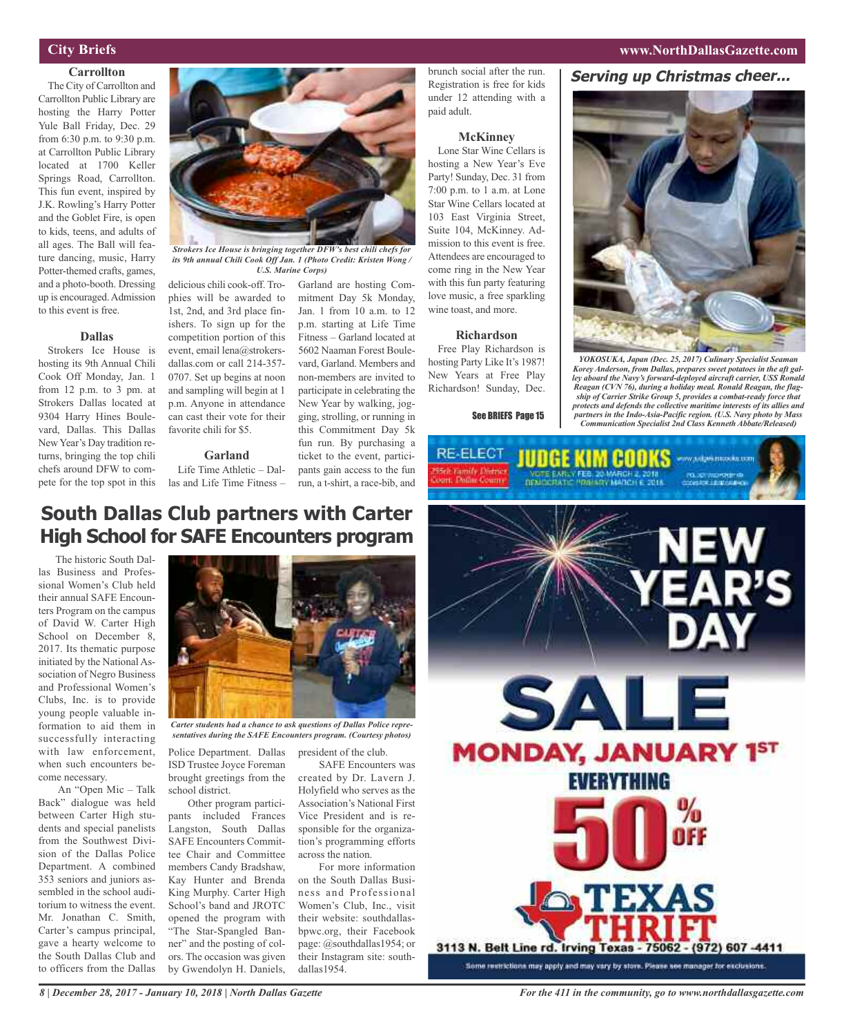## City Briefs

### Carrollton

The City of Carrollton and Carrollton Public Library are hosting the Harry Potter Yule Ball Friday, Dec. 29 from 6:30 p.m. to 9:30 p.m. at Carrollton Public Library located at 1700 Keller Springs Road, Carrollton. This fun event, inspired by J.K. Rowling's Harry Potter and the Goblet Fire, is open to kids, teens, and adults of all ages. The Ball will feature dancing, music, Harry Potter-themed crafts, games, and a photo-booth. Dressing up is encouraged. Admission to this event is free.

### Dallas

Strokers Ice House is hosting its 9th Annual Chili Cook Off Monday, Jan. 1 from 12 p.m. to 3 p.m. at Strokers Dallas located at 9304 Harry Hines Boulevard, Dallas. This Dallas New Year's Day tradition returns, bringing the top chili chefs around DFW to compete for the top spot in this delicious chili cook-off. Trophies will be awarded to 1st, 2nd, and 3rd place finishers. To sign up for the competition portion of this event, email lena@strokers-dallas.com or call 214-357-0707. Set up begins at noon and sampling will begin at 1 p.m. Anyone in attendance can cast their vote for their favorite chili for $5.

*Strokers Ice House is bringing together DFW's best chili chefs for its 9th annual Chili Cook Off Jan. 1 (Photo Credit: Kristen Wong / U.S. Marine Corps)*

### Garland

Life Time Athletic – Dallas and Life Time Fitness – Garland are hosting Commitment Day 5k Monday, Jan. 1 from 10 a.m. to 12 p.m. starting at Life Time Fitness – Garland located at 5602 Naaman Forest Boulevard, Garland. Members and non-members are invited to participate in celebrating the New Year by walking, jogging, strolling, or running in this Commitment Day 5k fun run. By purchasing a ticket to the event, participants gain access to the fun run, a t-shirt, a race-bib, and brunch social after the run. Registration is free for kids under 12 attending with a paid adult.

### McKinney

Lone Star Wine Cellars is hosting a New Year's Eve Party! Sunday, Dec. 31 from 7:00 p.m. to 1 a.m. at Lone Star Wine Cellars located at 103 East Virginia Street, Suite 104, McKinney. Admission to this event is free. Attendees are encouraged to come ring in the New Year with this fun party featuring love music, a free sparkling wine toast, and more.

### Richardson

Free Play Richardson is hosting Party Like It's 1987! New Years at Free Play Richardson! Sunday, Dec.

See BRIEFS Page 15

## *Serving up Christmas cheer...*

*YOKOSUKA, Japan (Dec. 25, 2017) Culinary Specialist Seaman Korey Anderson, from Dallas, prepares sweet potatoes in the aft galley aboard the Navy's forward-deployed aircraft carrier, USS Ronald Reagan (CVN 76), during a holiday meal. Ronald Reagan, the flagship of Carrier Strike Group 5, provides a combat-ready force that protects and defends the collective maritime interests of its allies and partners in the Indo-Asia-Pacific region. (U.S. Navy photo by Mass Communication Specialist 2nd Class Kenneth Abbate/Released)*

RE-ELECT JUDGE KIM COOKS — 255th Family District Court, Dallas County — VOTE EARLY FEB. 20-MARCH 2, 2018 — DEMOCRATIC PRIMARY MARCH 6, 2018

# South Dallas Club partners with Carter High School for SAFE Encounters program

The historic South Dallas Business and Professional Women's Club held their annual SAFE Encounters Program on the campus of David W. Carter High School on December 8, 2017. Its thematic purpose initiated by the National Association of Negro Business and Professional Women's Clubs, Inc. is to provide young people valuable information to aid them in successfully interacting with law enforcement, when such encounters become necessary.

An "Open Mic – Talk Back" dialogue was held between Carter High students and special panelists from the Southwest Division of the Dallas Police Department. A combined 353 seniors and juniors assembled in the school auditorium to witness the event. Mr. Jonathan C. Smith, Carter's campus principal, gave a hearty welcome to the South Dallas Club and to officers from the Dallas Police Department. Dallas ISD Trustee Joyce Foreman brought greetings from the school district.

Other program participants included Frances Langston, South Dallas SAFE Encounters Committee Chair and Committee members Candy Bradshaw, Kay Hunter and Brenda King Murphy. Carter High School's band and JROTC opened the program with "The Star-Spangled Banner" and the posting of colors. The occasion was given by Gwendolyn H. Daniels, president of the club.

SAFE Encounters was created by Dr. Lavern J. Holyfield who serves as the Association's National First Vice President and is responsible for the organization's programming efforts across the nation.

For more information on the South Dallas Business and Professional Women's Club, Inc., visit their website: southdallasbpwc.org, their Facebook page: @southdallas1954; or their Instagram site: southdallas1954.

*Carter students had a chance to ask questions of Dallas Police representatives during the SAFE Encounters program. (Courtesy photos)*

NEW YEAR'S DAY SALE
MONDAY, JANUARY 1ST
EVERYTHING 50% OFF
TEXAS THRIFT
3113 N. Belt Line rd. Irving Texas - 75062 - (972) 607-4411
Some restrictions may apply and may vary by store. Please see manager for exclusions.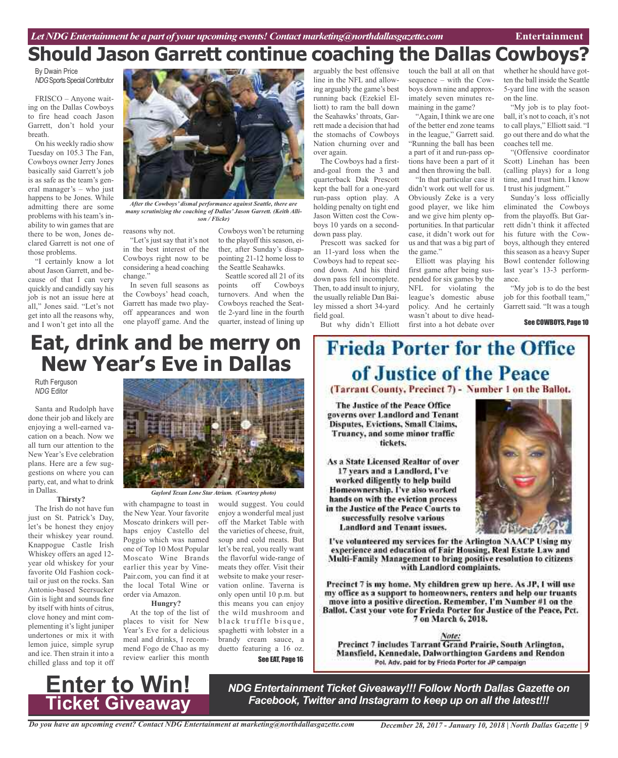# Should Jason Garrett continue coaching the Dallas Cowboys?

By Dwain Price
*NDG Sports Special Contributor*

FRISCO – Anyone waiting on the Dallas Cowboys to fire head coach Jason Garrett, don't hold your breath.

On his weekly radio show Tuesday on 105.3 The Fan, Cowboys owner Jerry Jones basically said Garrett's job is as safe as the team's general manager's – who just happens to be Jones. While admitting there are some problems with his team's inability to win games that are there to be won, Jones declared Garrett is not one of those problems.

"I certainly know a lot about Jason Garrett, and because of that I can very quickly and candidly say his job is not an issue here at all," Jones said. "Let's not get into all the reasons why, and I won't get into all the reasons why not.

*After the Cowboys' dismal performance against Seattle, there are many scrutinizing the coaching of Dallas' Jason Garrett. (Keith Allison / Flickr)*

"Let's just say that it's not in the best interest of the Cowboys right now to be considering a head coaching change."

In seven full seasons as the Cowboys' head coach, Garrett has made two playoff appearances and won one playoff game. And the Cowboys won't be returning to the playoff this season, either, after Sunday's disappointing 21-12 home loss to the Seattle Seahawks.

Seattle scored all 21 of its points off Cowboys turnovers. And when the Cowboys reached the Seattle 2-yard line in the fourth quarter, instead of lining up arguably the best offensive line in the NFL and allowing arguably the game's best running back (Ezekiel Elliott) to ram the ball down the Seahawks' throats, Garrett made a decision that had the stomachs of Cowboys Nation churning over and over again.

The Cowboys had a first-and-goal from the 3 and quarterback Dak Prescott kept the ball for a one-yard run-pass option play. A holding penalty on tight end Jason Witten cost the Cowboys 10 yards on a second-down pass play.

Prescott was sacked for an 11-yard loss when the Cowboys had to repeat second down. And his third down pass fell incomplete. Then, to add insult to injury, the usually reliable Dan Bailey missed a short 34-yard field goal.

But why didn't Elliott touch the ball at all on that sequence – with the Cowboys down nine and approximately seven minutes remaining in the game?

"Again, I think we are one of the better end zone teams in the league," Garrett said. "Running the ball has been a part of it and run-pass options have been a part of it and then throwing the ball.

"In that particular case it didn't work out well for us. Obviously Zeke is a very good player, we like him and we give him plenty opportunities. In that particular case, it didn't work out for us and that was a big part of the game."

Elliott was playing his first game after being suspended for six games by the NFL for violating the league's domestic abuse policy. And he certainly wasn't about to dive head-first into a hot debate over whether he should have gotten the ball inside the Seattle 5-yard line with the season on the line.

"My job is to play football, it's not to coach, it's not to call plays," Elliott said. "I go out there and do what the coaches tell me.

"(Offensive coordinator Scott) Linehan has been (calling plays) for a long time, and I trust him. I know I trust his judgment."

Sunday's loss officially eliminated the Cowboys from the playoffs. But Garrett didn't think it affected his future with the Cowboys, although they entered this season as a heavy Super Bowl contender following last year's 13-3 performance.

"My job is to do the best job for this football team," Garrett said. "It was a tough

See COWBOYS, Page 10

# Eat, drink and be merry on New Year's Eve in Dallas

Ruth Ferguson
*NDG Editor*

Santa and Rudolph have done their job and likely are enjoying a well-earned vacation on a beach. Now we all turn our attention to the New Year's Eve celebration plans. Here are a few suggestions on where you can party, eat, and what to drink in Dallas.

**Thirsty?**

The Irish do not have fun just on St. Patrick's Day, let's be honest they enjoy their whiskey year round. Knappogue Castle Irish Whiskey offers an aged 12-year old whiskey for your favorite Old Fashion cocktail or just on the rocks. San Antonio-based Seersucker Gin is light and sounds fine by itself with hints of citrus, clove honey and mint complementing it's light juniper undertones or mix it with lemon juice, simple syrup and ice. Then strain it into a chilled glass and top it off with champagne to toast in the New Year. Your favorite Moscato drinkers will perhaps enjoy Castello del Poggio which was named one of Top 10 Most Popular Moscato Wine Brands earlier this year by VinePair.com, you can find it at the local Total Wine or order via Amazon.

*Gaylord Texan Lone Star Atrium. (Courtesy photo)*

**Hungry?**

At the top of the list of places to visit for New Year's Eve for a delicious meal and drinks, I recommend Fogo de Chao as my review earlier this month would suggest. You could enjoy a wonderful meal just off the Market Table with the varieties of cheese, fruit, soup and cold meats. But let's be real, you really want the flavorful wide-range of meats they offer. Visit their website to make your reservation online. Taverna is only open until 10 p.m. but this means you can enjoy the wild mushroom and black truffle bisque, spaghetti with lobster in a brandy cream sauce, a duetto featuring a 16 oz.

See EAT, Page 16

# Frieda Porter for the Office of Justice of the Peace

**(Tarrant County, Precinct 7) - Number 1 on the Ballot.**

**The Justice of the Peace Office governs over Landlord and Tenant Disputes, Evictions, Small Claims, Truancy, and some minor traffic tickets.**

**As a State Licensed Realtor of over 17 years and a Landlord, I've worked diligently to help build Homeownership. I've also worked hands on with the eviction process in the Justice of the Peace Courts to successfully resolve various Landlord and Tenant issues.**

**I've volunteered my services for the Arlington NAACP Using my experience and education of Fair Housing, Real Estate Law and Multi-Family Management to bring positive resolution to citizens with Landlord complaints.**

**Precinct 7 is my home. My children grew up here. As JP, I will use my office as a support to homeowners, renters and help our truants move into a positive direction. Remember, I'm Number #1 on the Ballot. Cast your vote for Frieda Porter for Justice of the Peace, Pct. 7 on March 6, 2018.**

***Note:***
**Precinct 7 includes Tarrant Grand Prairie, South Arlington, Mansfield, Kennedale, Dalworthington Gardens and Rendon**

Pol. Adv. paid for by Frieda Porter for JP campaign

# Enter to Win! Ticket Giveaway

***NDG Entertainment Ticket Giveaway!!! Follow North Dallas Gazette on Facebook, Twitter and Instagram to keep up on all the latest!!!***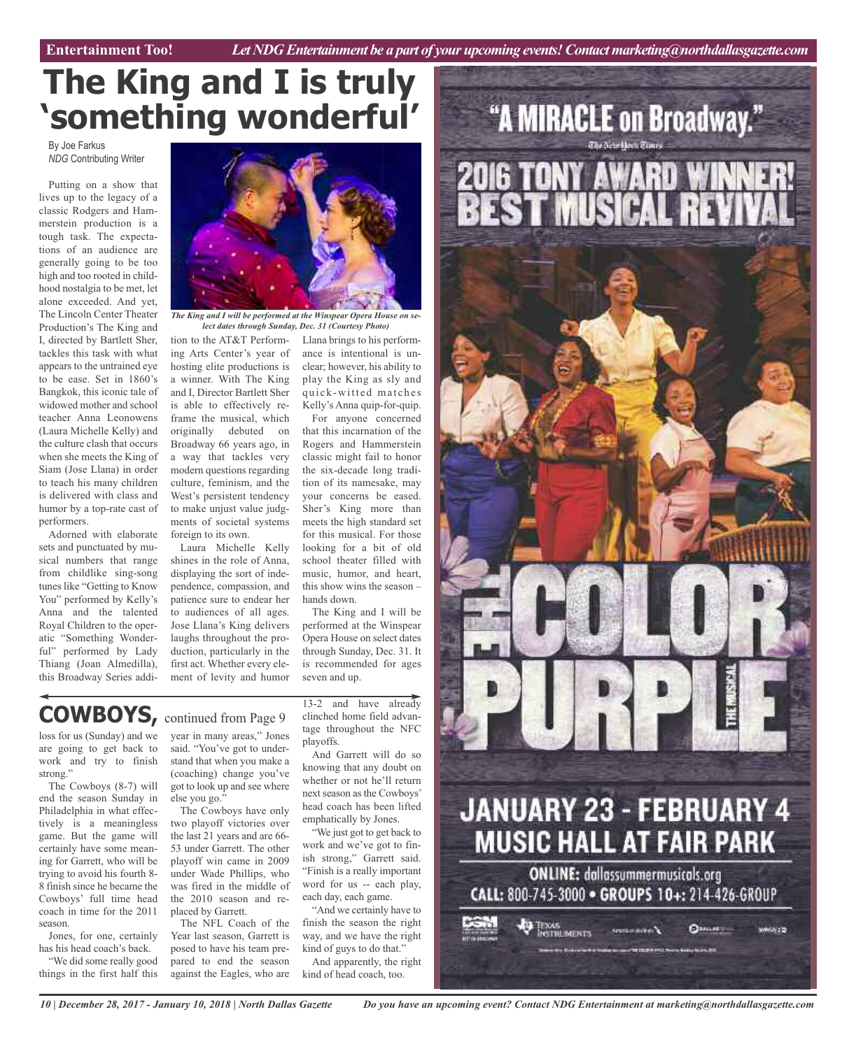# The King and I is truly 'something wonderful'

By Joe Farkus
*NDG* Contributing Writer

Putting on a show that lives up to the legacy of a classic Rodgers and Hammerstein production is a tough task. The expectations of an audience are generally going to be too high and too rooted in childhood nostalgia to be met, let alone exceeded. And yet, The Lincoln Center Theater Production's The King and I, directed by Bartlett Sher, tackles this task with what appears to the untrained eye to be ease. Set in 1860's Bangkok, this iconic tale of widowed mother and school teacher Anna Leonowens (Laura Michelle Kelly) and the culture clash that occurs when she meets the King of Siam (Jose Llana) in order to teach his many children is delivered with class and humor by a top-rate cast of performers.

Adorned with elaborate sets and punctuated by musical numbers that range from childlike sing-song tunes like "Getting to Know You" performed by Kelly's Anna and the talented Royal Children to the operatic "Something Wonderful" performed by Lady Thiang (Joan Almedilla), this Broadway Series addition to the AT&T Performing Arts Center's year of hosting elite productions is a winner. With The King and I, Director Bartlett Sher is able to effectively reframe the musical, which originally debuted on Broadway 66 years ago, in a way that tackles very modern questions regarding culture, feminism, and the West's persistent tendency to make unjust value judgments of societal systems foreign to its own.

*The King and I will be performed at the Winspear Opera House on select dates through Sunday, Dec. 31 (Courtesy Photo)*

Laura Michelle Kelly shines in the role of Anna, displaying the sort of independence, compassion, and patience sure to endear her to audiences of all ages. Jose Llana's King delivers laughs throughout the production, particularly in the first act. Whether every element of levity and humor Llana brings to his performance is intentional is unclear; however, his ability to play the King as sly and quick-witted matches Kelly's Anna quip-for-quip.

For anyone concerned that this incarnation of the Rogers and Hammerstein classic might fail to honor the six-decade long tradition of its namesake, may your concerns be eased. Sher's King more than meets the high standard set for this musical. For those looking for a bit of old school theater filled with music, humor, and heart, this show wins the season – hands down.

The King and I will be performed at the Winspear Opera House on select dates through Sunday, Dec. 31. It is recommended for ages seven and up.

## COWBOYS, continued from Page 9

loss for us (Sunday) and we are going to get back to work and try to finish strong."

The Cowboys (8-7) will end the season Sunday in Philadelphia in what effectively is a meaningless game. But the game will certainly have some meaning for Garrett, who will be trying to avoid his fourth 8-8 finish since he became the Cowboys' full time head coach in time for the 2011 season.

Jones, for one, certainly has his head coach's back.

"We did some really good things in the first half this year in many areas," Jones said. "You've got to understand that when you make a (coaching) change you've got to look up and see where else you go."

The Cowboys have only two playoff victories over the last 21 years and are 66-53 under Garrett. The other playoff win came in 2009 under Wade Phillips, who was fired in the middle of the 2010 season and replaced by Garrett.

The NFL Coach of the Year last season, Garrett is posed to have his team prepared to end the season against the Eagles, who are 13-2 and have already clinched home field advantage throughout the NFC playoffs.

And Garrett will do so knowing that any doubt on whether or not he'll return next season as the Cowboys' head coach has been lifted emphatically by Jones.

"We just got to get back to work and we've got to finish strong," Garrett said. "Finish is a really important word for us -- each play, each day, each game.

"And we certainly have to finish the season the right way, and we have the right kind of guys to do that."

And apparently, the right kind of head coach, too.

"A MIRACLE on Broadway."
The New York Times

2016 TONY AWARD WINNER! BEST MUSICAL REVIVAL

THE COLOR PURPLE THE MUSICAL

JANUARY 23 - FEBRUARY 4
MUSIC HALL AT FAIR PARK

ONLINE: dallassummermusicals.org
CALL: 800-745-3000 • GROUPS 10+: 214-426-GROUP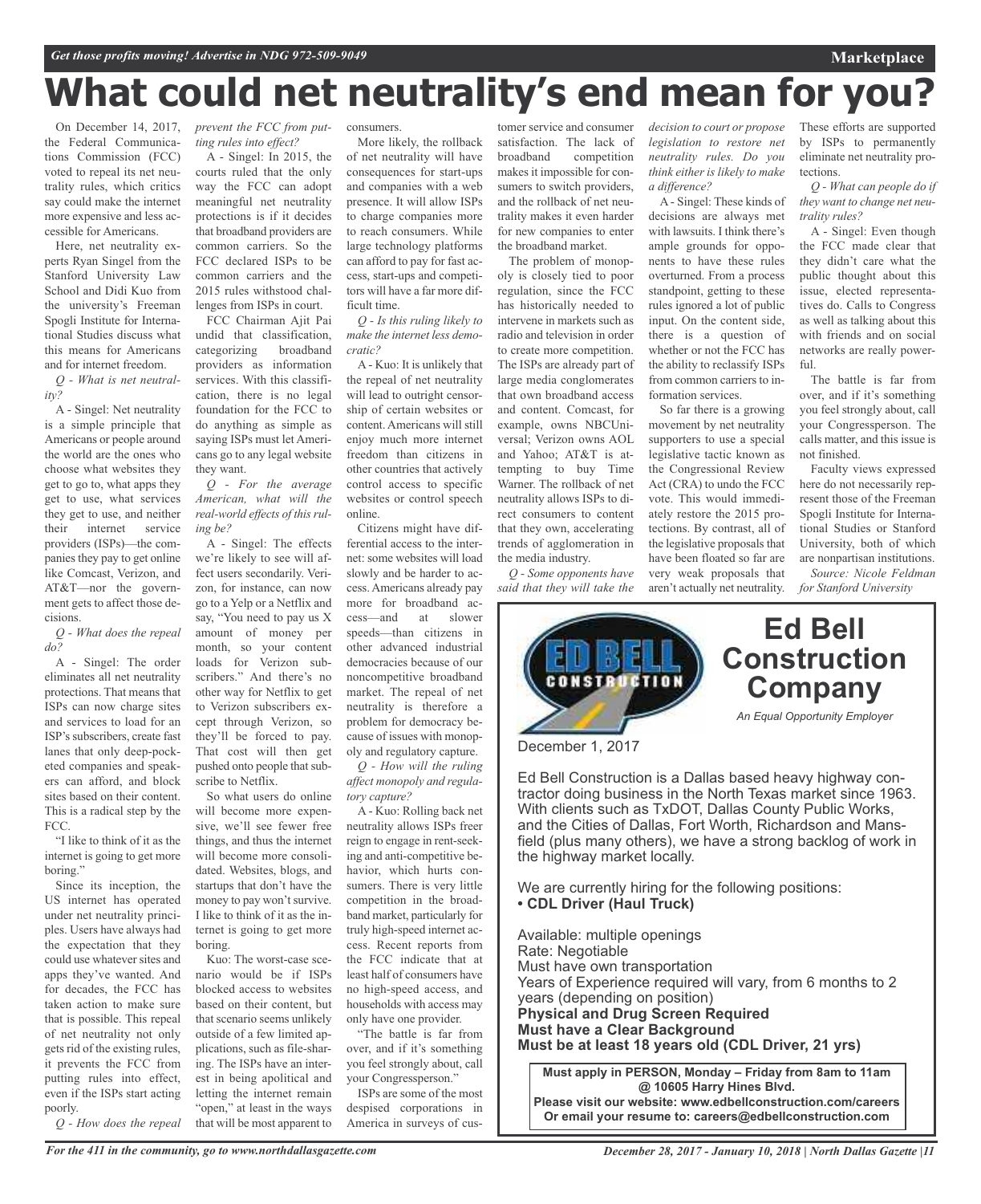# What could net neutrality's end mean for you?

On December 14, 2017, the Federal Communications Commission (FCC) voted to repeal its net neutrality rules, which critics say could make the internet more expensive and less accessible for Americans.

Here, net neutrality experts Ryan Singel from the Stanford University Law School and Didi Kuo from the university's Freeman Spogli Institute for International Studies discuss what this means for Americans and for internet freedom.

*Q - What is net neutrality?*

A - Singel: Net neutrality is a simple principle that Americans or people around the world are the ones who choose what websites they get to go to, what apps they get to use, what services they get to use, and neither their internet service providers (ISPs)—the companies they pay to get online like Comcast, Verizon, and AT&T—nor the government gets to affect those decisions.

*Q - What does the repeal do?*

A - Singel: The order eliminates all net neutrality protections. That means that ISPs can now charge sites and services to load for an ISP's subscribers, create fast lanes that only deep-pocketed companies and speakers can afford, and block sites based on their content. This is a radical step by the FCC.

"I like to think of it as the internet is going to get more boring."

Since its inception, the US internet has operated under net neutrality principles. Users have always had the expectation that they could use whatever sites and apps they've wanted. And for decades, the FCC has taken action to make sure that is possible. This repeal of net neutrality not only gets rid of the existing rules, it prevents the FCC from putting rules into effect, even if the ISPs start acting poorly.

*Q - How does the repeal prevent the FCC from putting rules into effect?*

A - Singel: In 2015, the courts ruled that the only way the FCC can adopt meaningful net neutrality protections is if it decides that broadband providers are common carriers. So the FCC declared ISPs to be common carriers and the 2015 rules withstood challenges from ISPs in court.

FCC Chairman Ajit Pai undid that classification, categorizing broadband providers as information services. With this classification, there is no legal foundation for the FCC to do anything as simple as saying ISPs must let Americans go to any legal website they want.

*Q - For the average American, what will the real-world effects of this ruling be?*

A - Singel: The effects we're likely to see will affect users secondarily. Verizon, for instance, can now go to a Yelp or a Netflix and say, "You need to pay us X amount of money per month, so your content loads for Verizon subscribers." And there's no other way for Netflix to get to Verizon subscribers except through Verizon, so they'll be forced to pay. That cost will then get pushed onto people that subscribe to Netflix.

So what users do online will become more expensive, we'll see fewer free things, and thus the internet will become more consolidated. Websites, blogs, and startups that don't have the money to pay won't survive. I like to think of it as the internet is going to get more boring.

Kuo: The worst-case scenario would be if ISPs blocked access to websites based on their content, but that scenario seems unlikely outside of a few limited applications, such as file-sharing. The ISPs have an interest in being apolitical and letting the internet remain "open," at least in the ways that will be most apparent to consumers.

More likely, the rollback of net neutrality will have consequences for start-ups and companies with a web presence. It will allow ISPs to charge companies more to reach consumers. While large technology platforms can afford to pay for fast access, start-ups and competitors will have a far more difficult time.

*Q - Is this ruling likely to make the internet less democratic?*

A - Kuo: It is unlikely that the repeal of net neutrality will lead to outright censorship of certain websites or content. Americans will still enjoy much more internet freedom than citizens in other countries that actively control access to specific websites or control speech online.

Citizens might have differential access to the internet: some websites will load slowly and be harder to access. Americans already pay more for broadband access—and at slower speeds—than citizens in other advanced industrial democracies because of our noncompetitive broadband market. The repeal of net neutrality is therefore a problem for democracy because of issues with monopoly and regulatory capture.

*Q - How will the ruling affect monopoly and regulatory capture?*

A - Kuo: Rolling back net neutrality allows ISPs freer reign to engage in rent-seeking and anti-competitive behavior, which hurts consumers. There is very little competition in the broadband market, particularly for truly high-speed internet access. Recent reports from the FCC indicate that at least half of consumers have no high-speed access, and households with access may only have one provider.

"The battle is far from over, and if it's something you feel strongly about, call your Congressperson."

ISPs are some of the most despised corporations in America in surveys of customer service and consumer satisfaction. The lack of broadband competition makes it impossible for consumers to switch providers, and the rollback of net neutrality makes it even harder for new companies to enter the broadband market.

The problem of monopoly is closely tied to poor regulation, since the FCC has historically needed to intervene in markets such as radio and television in order to create more competition. The ISPs are already part of large media conglomerates that own broadband access and content. Comcast, for example, owns NBCUniversal; Verizon owns AOL and Yahoo; AT&T is attempting to buy Time Warner. The rollback of net neutrality allows ISPs to direct consumers to content that they own, accelerating trends of agglomeration in the media industry.

*Q - Some opponents have said that they will take the decision to court or propose legislation to restore net neutrality rules. Do you think either is likely to make a difference?*

A - Singel: These kinds of decisions are always met with lawsuits. I think there's ample grounds for opponents to have these rules overturned. From a process standpoint, getting to these rules ignored a lot of public input. On the content side, there is a question of whether or not the FCC has the ability to reclassify ISPs from common carriers to information services.

So far there is a growing movement by net neutrality supporters to use a special legislative tactic known as the Congressional Review Act (CRA) to undo the FCC vote. This would immediately restore the 2015 protections. By contrast, all of the legislative proposals that have been floated so far are very weak proposals that aren't actually net neutrality. These efforts are supported by ISPs to permanently eliminate net neutrality protections.

*Q - What can people do if they want to change net neutrality rules?*

A - Singel: Even though the FCC made clear that they didn't care what the public thought about this issue, elected representatives do. Calls to Congress as well as talking about this with friends and on social networks are really powerful.

The battle is far from over, and if it's something you feel strongly about, call your Congressperson. The calls matter, and this issue is not finished.

Faculty views expressed here do not necessarily represent those of the Freeman Spogli Institute for International Studies or Stanford University, both of which are nonpartisan institutions.

*Source: Nicole Feldman for Stanford University*

---

## Ed Bell Construction Company

*An Equal Opportunity Employer*

December 1, 2017

Ed Bell Construction is a Dallas based heavy highway contractor doing business in the North Texas market since 1963. With clients such as TxDOT, Dallas County Public Works, and the Cities of Dallas, Fort Worth, Richardson and Mansfield (plus many others), we have a strong backlog of work in the highway market locally.

We are currently hiring for the following positions:

- **CDL Driver (Haul Truck)**

Available: multiple openings
Rate: Negotiable
Must have own transportation
Years of Experience required will vary, from 6 months to 2 years (depending on position)
**Physical and Drug Screen Required**
**Must have a Clear Background**
**Must be at least 18 years old (CDL Driver, 21 yrs)**

**Must apply in PERSON, Monday – Friday from 8am to 11am @ 10605 Harry Hines Blvd.**
**Please visit our website: www.edbellconstruction.com/careers**
**Or email your resume to: careers@edbellconstruction.com**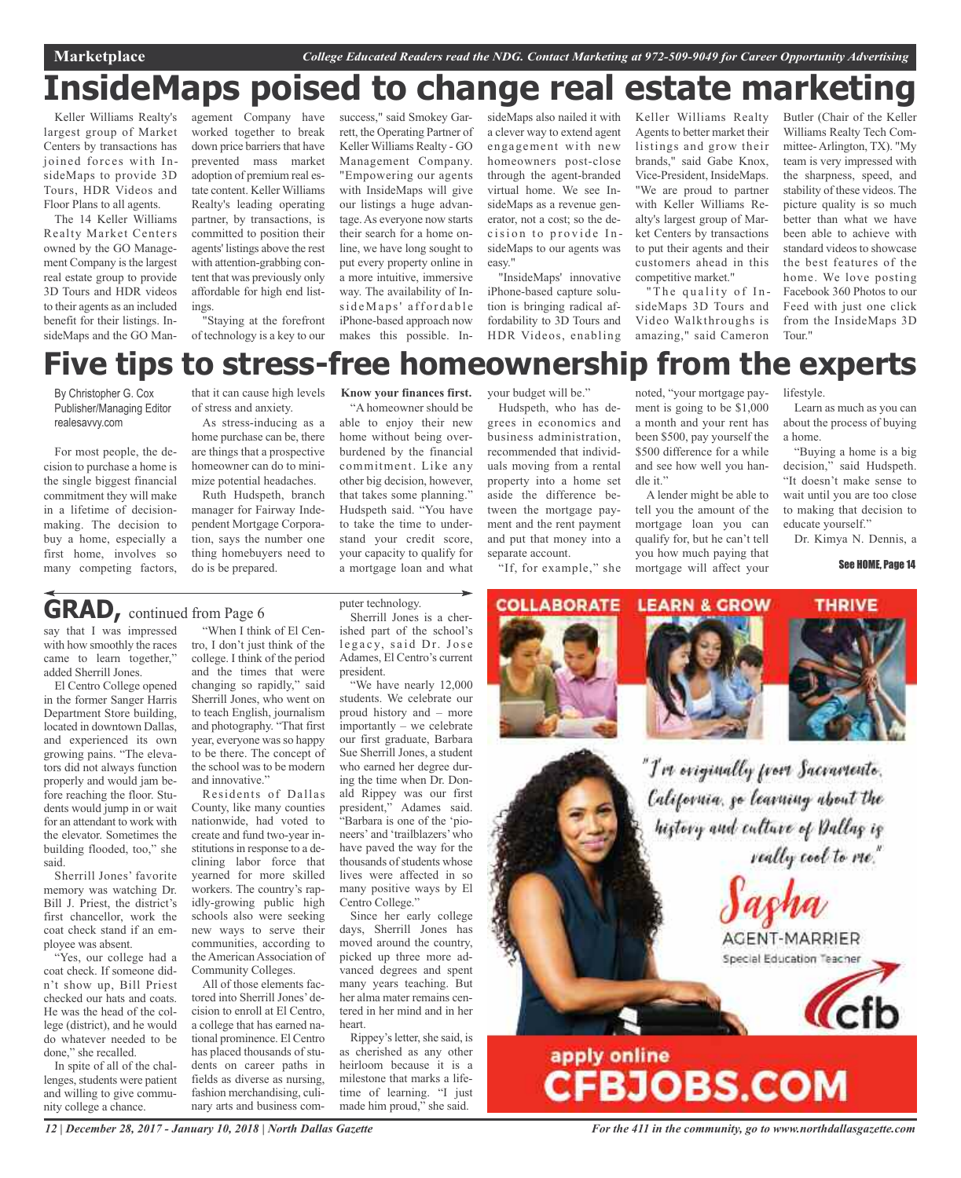# InsideMaps poised to change real estate marketing

Keller Williams Realty's largest group of Market Centers by transactions has joined forces with InsideMaps to provide 3D Tours, HDR Videos and Floor Plans to all agents.

The 14 Keller Williams Realty Market Centers owned by the GO Management Company is the largest real estate group to provide 3D Tours and HDR videos to their agents as an included benefit for their listings. InsideMaps and the GO Management Company have worked together to break down price barriers that have prevented mass market adoption of premium real estate content. Keller Williams Realty's leading operating partner, by transactions, is committed to position their agents' listings above the rest with attention-grabbing content that was previously only affordable for high end listings.

"Staying at the forefront of technology is a key to our success," said Smokey Garrett, the Operating Partner of Keller Williams Realty - GO Management Company. "Empowering our agents with InsideMaps will give our listings a huge advantage. As everyone now starts their search for a home online, we have long sought to put every property online in a more intuitive, immersive way. The availability of InsideMaps' affordable iPhone-based approach now makes this possible. InsideMaps also nailed it with a clever way to extend agent engagement with new homeowners post-close through the agent-branded virtual home. We see InsideMaps as a revenue generator, not a cost; so the decision to provide InsideMaps to our agents was easy."

"InsideMaps' innovative iPhone-based capture solution is bringing radical affordability to 3D Tours and HDR Videos, enabling Keller Williams Realty Agents to better market their listings and grow their brands," said Gabe Knox, Vice-President, InsideMaps. "We are proud to partner with Keller Williams Realty's largest group of Market Centers by transactions to put their agents and their customers ahead in this competitive market."

"The quality of InsideMaps 3D Tours and Video Walkthroughs is amazing," said Cameron Butler (Chair of the Keller Williams Realty Tech Committee- Arlington, TX). "My team is very impressed with the sharpness, speed, and stability of these videos. The picture quality is so much better than what we have been able to achieve with standard videos to showcase the best features of the home. We love posting Facebook 360 Photos to our Feed with just one click from the InsideMaps 3D Tour."

# Five tips to stress-free homeownership from the experts

By Christopher G. Cox
Publisher/Managing Editor
realesavvy.com

For most people, the decision to purchase a home is the single biggest financial commitment they will make in a lifetime of decision-making. The decision to buy a home, especially a first home, involves so many competing factors, that it can cause high levels of stress and anxiety.

As stress-inducing as a home purchase can be, there are things that a prospective homeowner can do to minimize potential headaches.

Ruth Hudspeth, branch manager for Fairway Independent Mortgage Corporation, says the number one thing homebuyers need to do is be prepared.

**Know your finances first.**

"A homeowner should be able to enjoy their new home without being overburdened by the financial commitment. Like any other big decision, however, that takes some planning." Hudspeth said. "You have to take the time to understand your credit score, your capacity to qualify for a mortgage loan and what your budget will be."

Hudspeth, who has degrees in economics and business administration, recommended that individuals moving from a rental property into a home set aside the difference between the mortgage payment and the rent payment and put that money into a separate account.

"If, for example," she noted, "your mortgage payment is going to be $1,000 a month and your rent has been $500, pay yourself the $500 difference for a while and see how well you handle it."

A lender might be able to tell you the amount of the mortgage loan you can qualify for, but he can't tell you how much paying that mortgage will affect your lifestyle.

Learn as much as you can about the process of buying a home.

"Buying a home is a big decision," said Hudspeth. "It doesn't make sense to wait until you are too close to making that decision to educate yourself."

Dr. Kimya N. Dennis, a

See HOME, Page 14

## GRAD, continued from Page 6

say that I was impressed with how smoothly the races came to learn together," added Sherrill Jones.

El Centro College opened in the former Sanger Harris Department Store building, located in downtown Dallas, and experienced its own growing pains. "The elevators did not always function properly and would jam before reaching the floor. Students would jump in or wait for an attendant to work with the elevator. Sometimes the building flooded, too," she said.

Sherrill Jones' favorite memory was watching Dr. Bill J. Priest, the district's first chancellor, work the coat check stand if an employee was absent.

"Yes, our college had a coat check. If someone didn't show up, Bill Priest checked our hats and coats. He was the head of the college (district), and he would do whatever needed to be done," she recalled.

In spite of all of the challenges, students were patient and willing to give community college a chance.

"When I think of El Centro, I don't just think of the college. I think of the period and the times that were changing so rapidly," said Sherrill Jones, who went on to teach English, journalism and photography. "That first year, everyone was so happy to be there. The concept of the school was to be modern and innovative."

Residents of Dallas County, like many counties nationwide, had voted to create and fund two-year institutions in response to a declining labor force that yearned for more skilled workers. The country's rapidly-growing public high schools also were seeking new ways to serve their communities, according to the American Association of Community Colleges.

All of those elements factored into Sherrill Jones' decision to enroll at El Centro, a college that has earned national prominence. El Centro has placed thousands of students on career paths in fields as diverse as nursing, fashion merchandising, culinary arts and business computer technology.

Sherrill Jones is a cherished part of the school's legacy, said Dr. Jose Adames, El Centro's current president.

"We have nearly 12,000 students. We celebrate our proud history and – more importantly – we celebrate our first graduate, Barbara Sue Sherrill Jones, a student who earned her degree during the time when Dr. Donald Rippey was our first president," Adames said. "Barbara is one of the 'pioneers' and 'trailblazers' who have paved the way for the thousands of students whose lives were affected in so many positive ways by El Centro College."

Since her early college days, Sherrill Jones has moved around the country, picked up three more advanced degrees and spent many years teaching. But her alma mater remains centered in her mind and in her heart.

Rippey's letter, she said, is as cherished as any other heirloom because it is a milestone that marks a lifetime of learning. "I just made him proud," she said.

COLLABORATE LEARN & GROW THRIVE

"I'm originally from Sacramento, California, so learning about the history and culture of Dallas is really cool to me."

Sasha
AGENT-MARRIER
Special Education Teacher

cfb

apply online
CFBJOBS.COM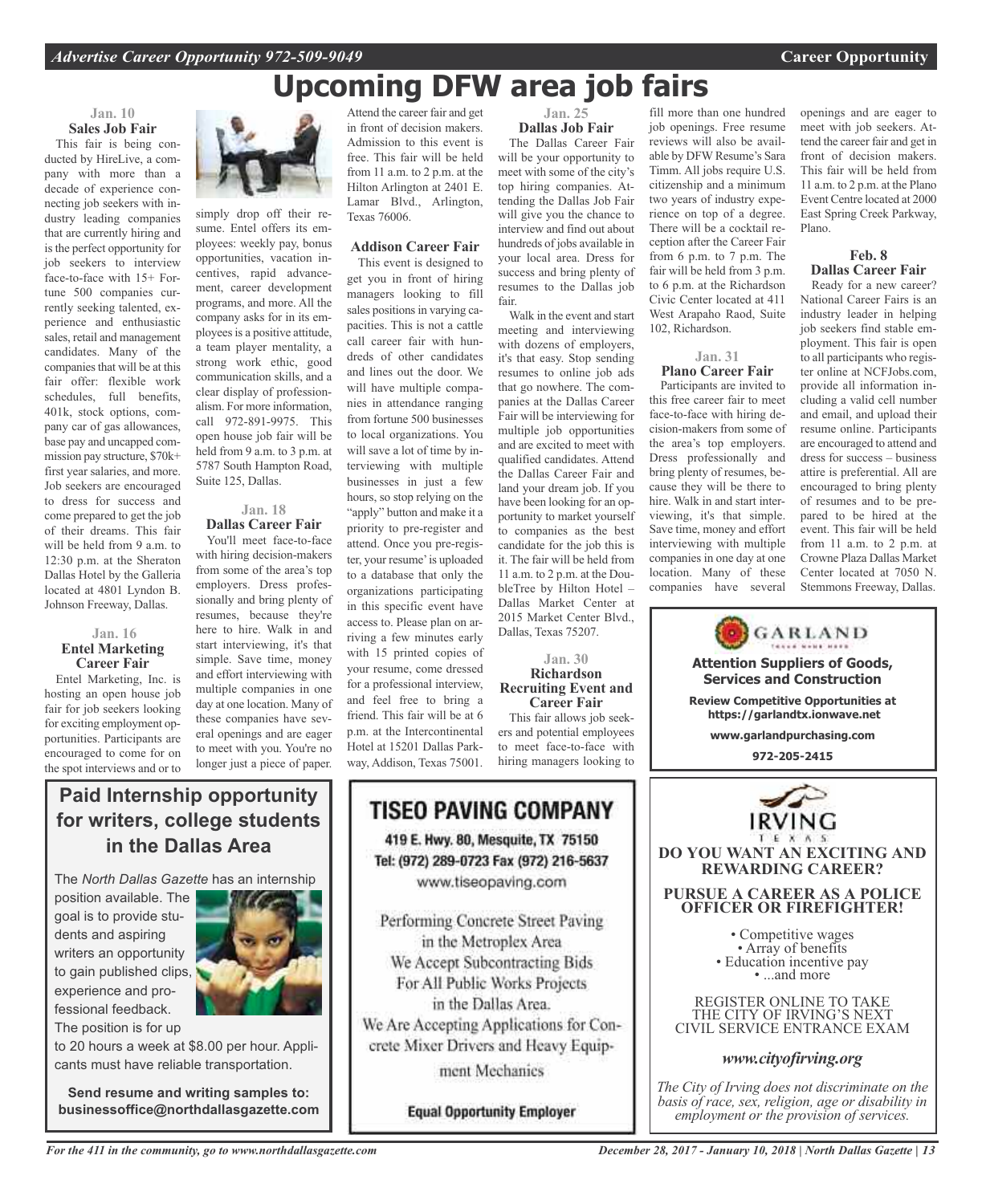# Upcoming DFW area job fairs

### Jan. 10
### Sales Job Fair

This fair is being conducted by HireLive, a company with more than a decade of experience connecting job seekers with industry leading companies that are currently hiring and is the perfect opportunity for job seekers to interview face-to-face with 15+ Fortune 500 companies currently seeking talented, experience and enthusiastic sales, retail and management candidates. Many of the companies that will be at this fair offer: flexible work schedules, full benefits, 401k, stock options, company car of gas allowances, base pay and uncapped commission pay structure, $70k+ first year salaries, and more. Job seekers are encouraged to dress for success and come prepared to get the job of their dreams. This fair will be held from 9 a.m. to 12:30 p.m. at the Sheraton Dallas Hotel by the Galleria located at 4801 Lyndon B. Johnson Freeway, Dallas.

### Jan. 16
### Entel Marketing Career Fair

Entel Marketing, Inc. is hosting an open house job fair for job seekers looking for exciting employment opportunities. Participants are encouraged to come for on the spot interviews and or to simply drop off their resume. Entel offers its employees: weekly pay, bonus opportunities, vacation incentives, rapid advancement, career development programs, and more. All the company asks for in its employees is a positive attitude, a team player mentality, a strong work ethic, good communication skills, and a clear display of professionalism. For more information, call 972-891-9975. This open house job fair will be held from 9 a.m. to 3 p.m. at 5787 South Hampton Road, Suite 125, Dallas.

### Jan. 18
### Dallas Career Fair

You'll meet face-to-face with hiring decision-makers from some of the area's top employers. Dress professionally and bring plenty of resumes, because they're here to hire. Walk in and start interviewing, it's that simple. Save time, money and effort interviewing with multiple companies in one day at one location. Many of these companies have several openings and are eager to meet with you. You're no longer just a piece of paper. Attend the career fair and get in front of decision makers. Admission to this event is free. This fair will be held from 11 a.m. to 2 p.m. at the Hilton Arlington at 2401 E. Lamar Blvd., Arlington, Texas 76006.

### Addison Career Fair

This event is designed to get you in front of hiring managers looking to fill sales positions in varying capacities. This is not a cattle call career fair with hundreds of other candidates and lines out the door. We will have multiple companies in attendance ranging from fortune 500 businesses to local organizations. You will save a lot of time by interviewing with multiple businesses in just a few hours, so stop relying on the "apply" button and make it a priority to pre-register and attend. Once you pre-register, your resume' is uploaded to a database that only the organizations participating in this specific event have access to. Please plan on arriving a few minutes early with 15 printed copies of your resume, come dressed for a professional interview, and feel free to bring a friend. This fair will be at 6 p.m. at the Intercontinental Hotel at 15201 Dallas Parkway, Addison, Texas 75001.

### Jan. 25
### Dallas Job Fair

The Dallas Career Fair will be your opportunity to meet with some of the city's top hiring companies. Attending the Dallas Job Fair will give you the chance to interview and find out about hundreds of jobs available in your local area. Dress for success and bring plenty of resumes to the Dallas job fair.

Walk in the event and start meeting and interviewing with dozens of employers, it's that easy. Stop sending resumes to online job ads that go nowhere. The companies at the Dallas Career Fair will be interviewing for multiple job opportunities and are excited to meet with qualified candidates. Attend the Dallas Career Fair and land your dream job. If you have been looking for an opportunity to market yourself to companies as the best candidate for the job this is it. The fair will be held from 11 a.m. to 2 p.m. at the DoubleTree by Hilton Hotel – Dallas Market Center at 2015 Market Center Blvd., Dallas, Texas 75207.

### Jan. 30
### Richardson Recruiting Event and Career Fair

This fair allows job seekers and potential employees to meet face-to-face with hiring managers looking to fill more than one hundred job openings. Free resume reviews will also be available by DFW Resume's Sara Timm. All jobs require U.S. citizenship and a minimum two years of industry experience on top of a degree. There will be a cocktail reception after the Career Fair from 6 p.m. to 7 p.m. The fair will be held from 3 p.m. to 6 p.m. at the Richardson Civic Center located at 411 West Arapaho Raod, Suite 102, Richardson.

### Jan. 31
### Plano Career Fair

Participants are invited to this free career fair to meet face-to-face with hiring decision-makers from some of the area's top employers. Dress professionally and bring plenty of resumes, because they will be there to hire. Walk in and start interviewing, it's that simple. Save time, money and effort interviewing with multiple companies in one day at one location. Many of these companies have several openings and are eager to meet with job seekers. Attend the career fair and get in front of decision makers. This fair will be held from 11 a.m. to 2 p.m. at the Plano Event Centre located at 2000 East Spring Creek Parkway, Plano.

### Feb. 8
### Dallas Career Fair

Ready for a new career? National Career Fairs is an industry leader in helping job seekers find stable employment. This fair is open to all participants who register online at NCFJobs.com, provide all information including a valid cell number and email, and upload their resume online. Participants are encouraged to attend and dress for success – business attire is preferential. All are encouraged to bring plenty of resumes and to be prepared to be hired at the event. This fair will be held from 11 a.m. to 2 p.m. at Crowne Plaza Dallas Market Center located at 7050 N. Stemmons Freeway, Dallas.

---

**GARLAND**

**Attention Suppliers of Goods, Services and Construction**

**Review Competitive Opportunities at https://garlandtx.ionwave.net**

**www.garlandpurchasing.com**

**972-205-2415**

---

## Paid Internship opportunity for writers, college students in the Dallas Area

The *North Dallas Gazette* has an internship position available. The goal is to provide students and aspiring writers an opportunity to gain published clips, experience and professional feedback. The position is for up to 20 hours a week at $8.00 per hour. Applicants must have reliable transportation.

**Send resume and writing samples to: businessoffice@northdallasgazette.com**

---

## TISEO PAVING COMPANY

**419 E. Hwy. 80, Mesquite, TX 75150**
**Tel: (972) 289-0723 Fax (972) 216-5637**
www.tiseopaving.com

Performing Concrete Street Paving in the Metroplex Area
We Accept Subcontracting Bids For All Public Works Projects in the Dallas Area.
We Are Accepting Applications for Concrete Mixer Drivers and Heavy Equipment Mechanics

**Equal Opportunity Employer**

---

**IRVING** TEXAS

**DO YOU WANT AN EXCITING AND REWARDING CAREER?**

**PURSUE A CAREER AS A POLICE OFFICER OR FIREFIGHTER!**

- Competitive wages
- Array of benefits
- Education incentive pay
- ...and more

REGISTER ONLINE TO TAKE THE CITY OF IRVING'S NEXT CIVIL SERVICE ENTRANCE EXAM

***www.cityofirving.org***

*The City of Irving does not discriminate on the basis of race, sex, religion, age or disability in employment or the provision of services.*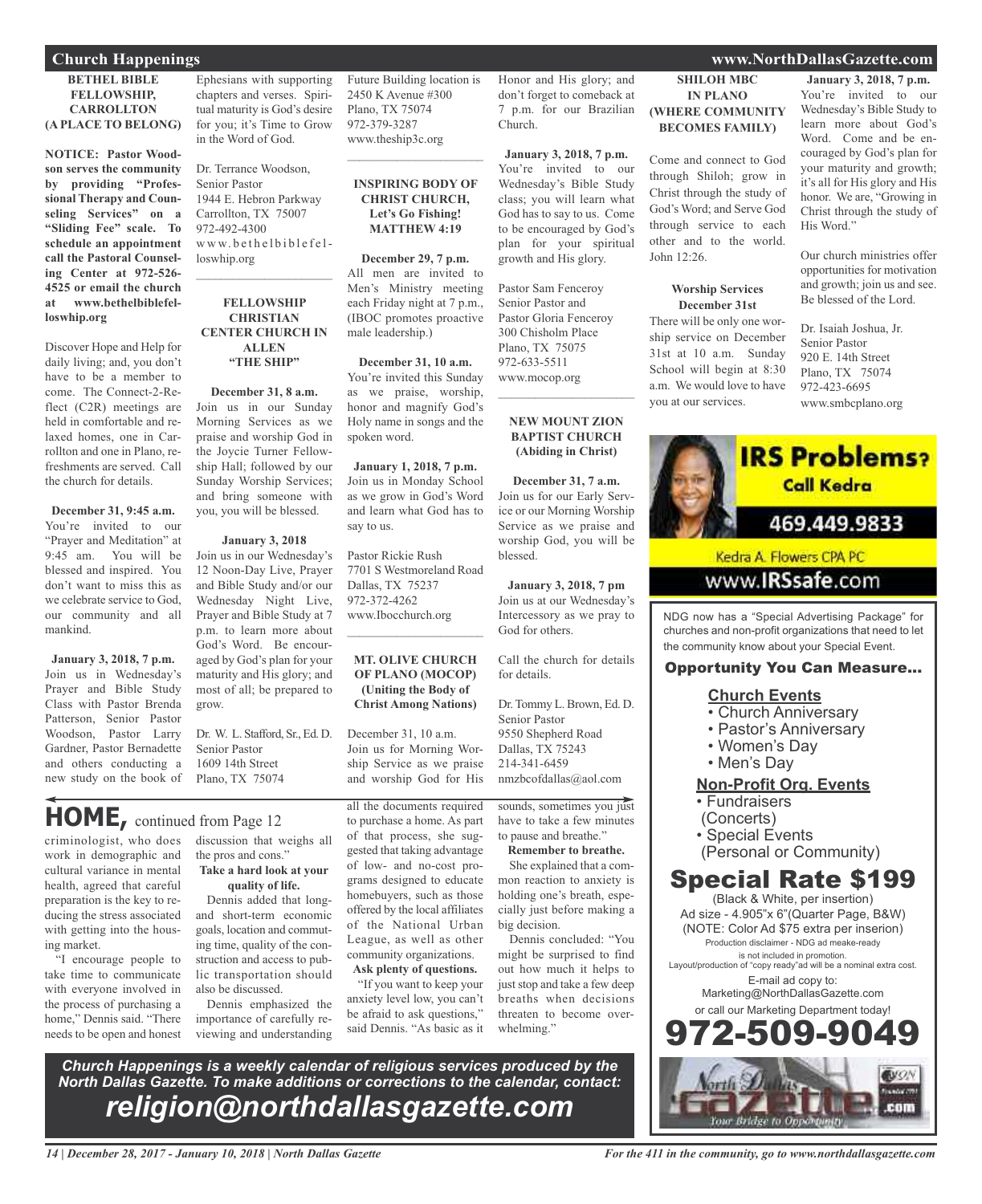## Church Happenings

### BETHEL BIBLE FELLOWSHIP, CARROLLTON (A PLACE TO BELONG)

**NOTICE: Pastor Woodson serves the community by providing "Professional Therapy and Counseling Services" on a "Sliding Fee" scale. To schedule an appointment call the Pastoral Counseling Center at 972-526-4525 or email the church at www.bethelbiblefelloswhip.org**

Discover Hope and Help for daily living; and, you don't have to be a member to come. The Connect-2-Reflect (C2R) meetings are held in comfortable and relaxed homes, one in Carrollton and one in Plano, refreshments are served. Call the church for details.

**December 31, 9:45 a.m.**
You're invited to our "Prayer and Meditation" at 9:45 am. You will be blessed and inspired. You don't want to miss this as we celebrate service to God, our community and all mankind.

**January 3, 2018, 7 p.m.**
Join us in Wednesday's Prayer and Bible Study Class with Pastor Brenda Patterson, Senior Pastor Woodson, Pastor Larry Gardner, Pastor Bernadette and others conducting a new study on the book of Ephesians with supporting chapters and verses. Spiritual maturity is God's desire for you; it's Time to Grow in the Word of God.

Dr. Terrance Woodson,
Senior Pastor
1944 E. Hebron Parkway
Carrollton, TX 75007
972-492-4300
www.bethelbiblefelloswhip.org

---

### FELLOWSHIP CHRISTIAN CENTER CHURCH IN ALLEN "THE SHIP"

**December 31, 8 a.m.**
Join us in our Sunday Morning Services as we praise and worship God in the Joycie Turner Fellowship Hall; followed by our Sunday Worship Services; and bring someone with you, you will be blessed.

**January 3, 2018**
Join us in our Wednesday's 12 Noon-Day Live, Prayer and Bible Study and/or our Wednesday Night Live, Prayer and Bible Study at 7 p.m. to learn more about God's Word. Be encouraged by God's plan for your maturity and His glory; and most of all; be prepared to grow.

Dr. W. L. Stafford, Sr., Ed. D.
Senior Pastor
1609 14th Street
Plano, TX 75074
Future Building location is
2450 K Avenue #300
Plano, TX 75074
972-379-3287
www.theship3c.org

---

### INSPIRING BODY OF CHRIST CHURCH, Let's Go Fishing! MATTHEW 4:19

**December 29, 7 p.m.**
All men are invited to Men's Ministry meeting each Friday night at 7 p.m., (IBOC promotes proactive male leadership.)

**December 31, 10 a.m.**
You're invited this Sunday as we praise, worship, honor and magnify God's Holy name in songs and the spoken word.

**January 1, 2018, 7 p.m.**
Join us in Monday School as we grow in God's Word and learn what God has to say to us.

Pastor Rickie Rush
7701 S Westmoreland Road
Dallas, TX 75237
972-372-4262
www.Ibocchurch.org

---

### MT. OLIVE CHURCH OF PLANO (MOCOP) (Uniting the Body of Christ Among Nations)

December 31, 10 a.m.
Join us for Morning Worship Service as we praise and worship God for His Honor and His glory; and don't forget to comeback at 7 p.m. for our Brazilian Church.

**January 3, 2018, 7 p.m.**
You're invited to our Wednesday's Bible Study class; you will learn what God has to say to us. Come to be encouraged by God's plan for your spiritual growth and His glory.

Pastor Sam Fenceroy
Senior Pastor and
Pastor Gloria Fenceroy
300 Chisholm Place
Plano, TX 75075
972-633-5511
www.mocop.org

---

### NEW MOUNT ZION BAPTIST CHURCH (Abiding in Christ)

**December 31, 7 a.m.**
Join us for our Early Service or our Morning Worship Service as we praise and worship God, you will be blessed.

**January 3, 2018, 7 pm**
Join us at our Wednesday's Intercessory as we pray to God for others.

Call the church for details for details.

Dr. Tommy L. Brown, Ed. D.
Senior Pastor
9550 Shepherd Road
Dallas, TX 75243
214-341-6459
nmzbcofdallas@aol.com

---

### SHILOH MBC IN PLANO (WHERE COMMUNITY BECOMES FAMILY)

Come and connect to God through Shiloh; grow in Christ through the study of God's Word; and Serve God through service to each other and to the world. John 12:26.

**Worship Services December 31st**
There will be only one worship service on December 31st at 10 a.m. Sunday School will begin at 8:30 a.m. We would love to have you at our services.

**January 3, 2018, 7 p.m.**
You're invited to our Wednesday's Bible Study to learn more about God's Word. Come and be encouraged by God's plan for your maturity and growth; it's all for His glory and His honor. We are, "Growing in Christ through the study of His Word."

Our church ministries offer opportunities for motivation and growth; join us and see. Be blessed of the Lord.

Dr. Isaiah Joshua, Jr.
Senior Pastor
920 E. 14th Street
Plano, TX 75074
972-423-6695
www.smbcplano.org

---

## HOME, continued from Page 12

criminologist, who does work in demographic and cultural variance in mental health, agreed that careful preparation is the key to reducing the stress associated with getting into the housing market.

"I encourage people to take time to communicate with everyone involved in the process of purchasing a home," Dennis said. "There needs to be open and honest discussion that weighs all the pros and cons."

**Take a hard look at your quality of life.**

Dennis added that long- and short-term economic goals, location and commuting time, quality of the construction and access to public transportation should also be discussed.

Dennis emphasized the importance of carefully reviewing and understanding all the documents required to purchase a home. As part of that process, she suggested that taking advantage of low- and no-cost programs designed to educate homebuyers, such as those offered by the local affiliates of the National Urban League, as well as other community organizations.

**Ask plenty of questions.**

"If you want to keep your anxiety level low, you can't be afraid to ask questions," said Dennis. "As basic as it sounds, sometimes you just have to take a few minutes to pause and breathe."

**Remember to breathe.**

She explained that a common reaction to anxiety is holding one's breath, especially just before making a big decision.

Dennis concluded: "You might be surprised to find out how much it helps to just stop and take a few deep breaths when decisions threaten to become overwhelming."

---

***Church Happenings is a weekly calendar of religious services produced by the North Dallas Gazette. To make additions or corrections to the calendar, contact:***

***religion@northdallasgazette.com***

---

**IRS Problems? Call Kedra**
469.449.9833
Kedra A. Flowers CPA PC
www.IRSsafe.com

---

NDG now has a "Special Advertising Package" for churches and non-profit organizations that need to let the community know about your Special Event.

**Opportunity You Can Measure...**

**Church Events**
- Church Anniversary
- Pastor's Anniversary
- Women's Day
- Men's Day

**Non-Profit Org. Events**
- Fundraisers (Concerts)
- Special Events (Personal or Community)

**Special Rate $199**
(Black & White, per insertion)
Ad size - 4.905"x 6"(Quarter Page, B&W)
(NOTE: Color Ad $75 extra per inserion)
Production disclaimer - NDG ad meake-ready is not included in promotion.
Layout/production of "copy ready"ad will be a nominal extra cost.
E-mail ad copy to:
Marketing@NorthDallasGazette.com
or call our Marketing Department today!
**972-509-9049**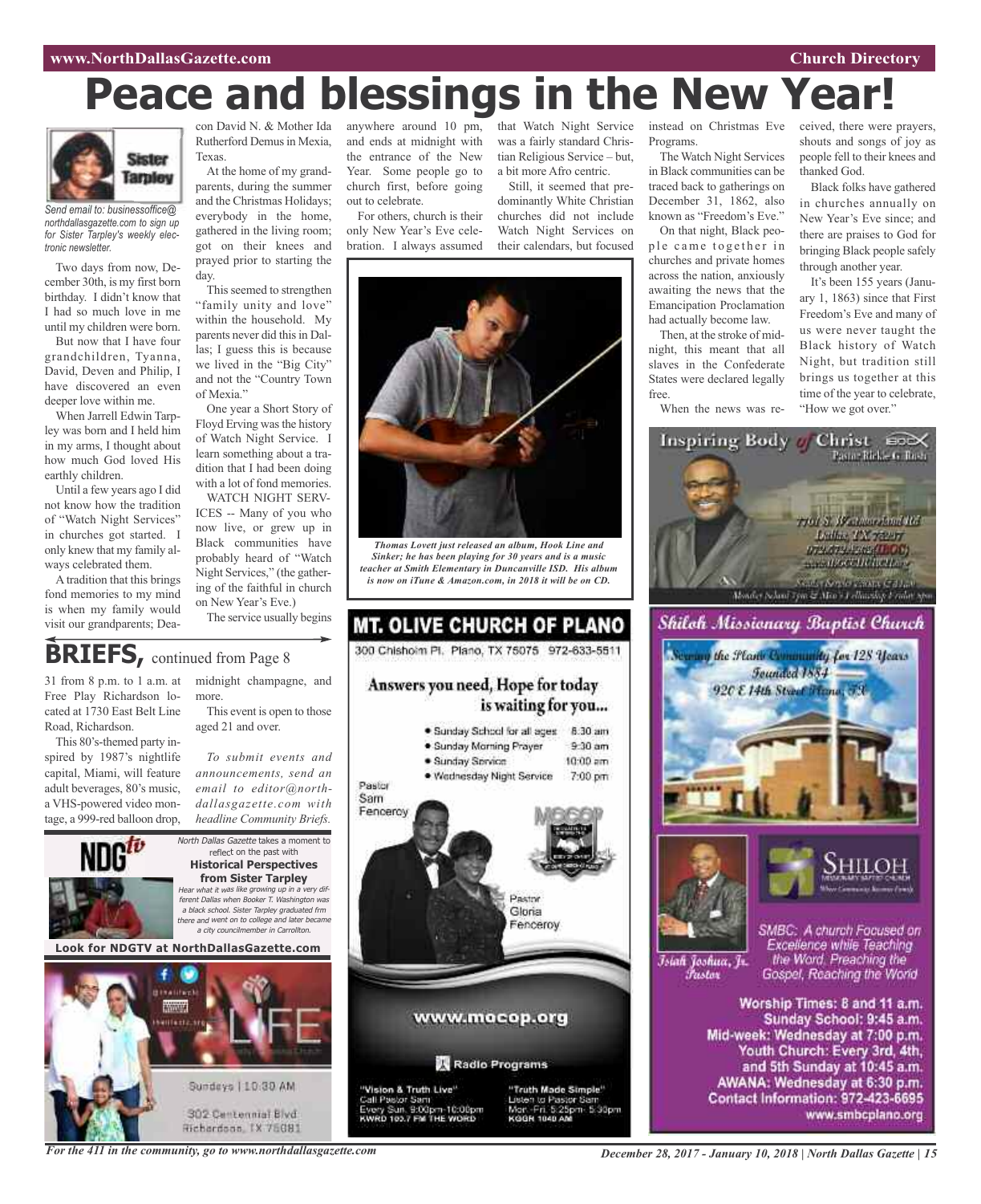# Peace and blessings in the New Year!

*Send email to: businessoffice@northdallasgazette.com to sign up for Sister Tarpley's weekly electronic newsletter.*

Two days from now, December 30th, is my first born birthday. I didn't know that I had so much love in me until my children were born.

But now that I have four grandchildren, Tyanna, David, Deven and Philip, I have discovered an even deeper love within me.

When Jarrell Edwin Tarpley was born and I held him in my arms, I thought about how much God loved His earthly children.

Until a few years ago I did not know how the tradition of "Watch Night Services" in churches got started. I only knew that my family always celebrated them.

A tradition that this brings fond memories to my mind is when my family would visit our grandparents; Deacon David N. & Mother Ida Rutherford Demus in Mexia, Texas.

At the home of my grandparents, during the summer and the Christmas Holidays; everybody in the home, gathered in the living room; got on their knees and prayed prior to starting the day.

This seemed to strengthen "family unity and love" within the household. My parents never did this in Dallas; I guess this is because we lived in the "Big City" and not the "Country Town of Mexia."

One year a Short Story of Floyd Erving was the history of Watch Night Service. I learn something about a tradition that I had been doing with a lot of fond memories.

WATCH NIGHT SERVICES -- Many of you who now live, or grew up in Black communities have probably heard of "Watch Night Services," (the gathering of the faithful in church on New Year's Eve.)

The service usually begins anywhere around 10 pm, and ends at midnight with the entrance of the New Year. Some people go to church first, before going out to celebrate.

For others, church is their only New Year's Eve celebration. I always assumed that Watch Night Service was a fairly standard Christian Religious Service – but, a bit more Afro centric.

Still, it seemed that predominantly White Christian churches did not include Watch Night Services on their calendars, but focused instead on Christmas Eve Programs.

The Watch Night Services in Black communities can be traced back to gatherings on December 31, 1862, also known as "Freedom's Eve."

On that night, Black people came together in churches and private homes across the nation, anxiously awaiting the news that the Emancipation Proclamation had actually become law.

Then, at the stroke of midnight, this meant that all slaves in the Confederate States were declared legally free.

When the news was received, there were prayers, shouts and songs of joy as people fell to their knees and thanked God.

Black folks have gathered in churches annually on New Year's Eve since; and there are praises to God for bringing Black people safely through another year.

It's been 155 years (January 1, 1863) since that First Freedom's Eve and many of us were never taught the Black history of Watch Night, but tradition still brings us together at this time of the year to celebrate, "How we got over."

*Thomas Lovett just released an album, Hook Line and Sinker; he has been playing for 30 years and is a music teacher at Smith Elementary in Duncanville ISD. His album is now on iTune & Amazon.com, in 2018 it will be on CD.*

## BRIEFS, continued from Page 8

31 from 8 p.m. to 1 a.m. at Free Play Richardson located at 1730 East Belt Line Road, Richardson.

This 80's-themed party inspired by 1987's nightlife capital, Miami, will feature adult beverages, 80's music, a VHS-powered video montage, a 999-red balloon drop, midnight champagne, and more.

This event is open to those aged 21 and over.

*To submit events and announcements, send an email to editor@northdallasgazette.com with headline Community Briefs.*

*North Dallas Gazette* takes a moment to reflect on the past with
**Historical Perspectives from Sister Tarpley**
*Hear what it was like growing up in a very different Dallas when Booker T. Washington was a black school. Sister Tarpley graduated frm there and went on to college and later became a city councilmember in Carrollton.*

**Look for NDGTV at NorthDallasGazette.com**

LIFE
Sundays | 10:30 AM
302 Centennial Blvd
Richardson, TX 75081

## MT. OLIVE CHURCH OF PLANO

300 Chisholm Pl. Plano, TX 75075 972-633-5511

**Answers you need, Hope for today is waiting for you...**

- Sunday School for all ages 8:30 am
- Sunday Morning Prayer 9:30 am
- Sunday Service 10:00 am
- Wednesday Night Service 7:00 pm

Pastor Sam Fenceroy
Pastor Gloria Fenceroy

www.mocop.org

Radio Programs

"Vision & Truth Live"
Call Pastor Sam
Every Sun. 9:00pm-10:00pm
KWRD 100.7 FM THE WORD

"Truth Made Simple"
Listen to Pastor Sam
Mon.-Fri. 5:25pm-5:30pm
KGGR 1040 AM

## Inspiring Body of Christ

Pastor Rickie G. Rush

7701 S. Westmoreland Rd.
Dallas, TX 75237

## Shiloh Missionary Baptist Church

Serving the Plano Community for 128 Years
Founded 1884
920 E 14th Street Plano, TX

Isiah Joshua, Jr.
Pastor

SHILOH MISSIONARY BAPTIST CHURCH

SMBC: A church Focused on Excellence while Teaching the Word, Preaching the Gospel, Reaching the World

Worship Times: 8 and 11 a.m.
Sunday School: 9:45 a.m.
Mid-week: Wednesday at 7:00 p.m.
Youth Church: Every 3rd, 4th, and 5th Sunday at 10:45 a.m.
AWANA: Wednesday at 6:30 p.m.
Contact Information: 972-423-6695
www.smbcplano.org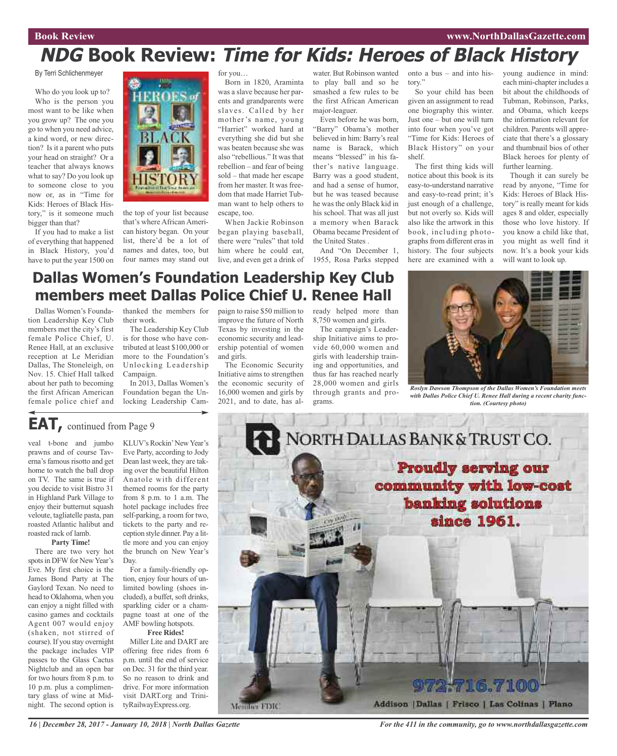# NDG Book Review: *Time for Kids: Heroes of Black History*

By Terri Schlichenmeyer

Who do you look up to?

Who is the person you most want to be like when you grow up? The one you go to when you need advice, a kind word, or new direction? Is it a parent who puts your head on straight? Or a teacher that always knows what to say? Do you look up to someone close to you now or, as in "Time for Kids: Heroes of Black History," is it someone much bigger than that?

If you had to make a list of everything that happened in Black History, you'd have to put the year 1500 on the top of your list because that's where African American history began. On your list, there'd be a lot of names and dates, too, but four names may stand out for you…

Born in 1820, Araminta was a slave because her parents and grandparents were slaves. Called by her mother's name, young "Harriet" worked hard at everything she did but she was beaten because she was also "rebellious." It was that rebellion – and fear of being sold – that made her escape from her master. It was freedom that made Harriet Tubman want to help others to escape, too.

When Jackie Robinson began playing baseball, there were "rules" that told him where he could eat, live, and even get a drink of water. But Robinson wanted to play ball and so he smashed a few rules to be the first African American major-leaguer.

Even before he was born, "Barry" Obama's mother believed in him: Barry's real name is Barack, which means "blessed" in his father's native language. Barry was a good student, and had a sense of humor, but he was teased because he was the only Black kid in his school. That was all just a memory when Barack Obama became President of the United States .

And "On December 1, 1955, Rosa Parks stepped onto a bus – and into history."

So your child has been given an assignment to read one biography this winter. Just one – but one will turn into four when you've got "Time for Kids: Heroes of Black History" on your shelf.

The first thing kids will notice about this book is its easy-to-understand narrative and easy-to-read print; it's just enough of a challenge, but not overly so. Kids will also like the artwork in this book, including photographs from different eras in history. The four subjects here are examined with a young audience in mind: each mini-chapter includes a bit about the childhoods of Tubman, Robinson, Parks, and Obama, which keeps the information relevant for children. Parents will appreciate that there's a glossary and thumbnail bios of other Black heroes for plenty of further learning.

Though it can surely be read by anyone, "Time for Kids: Heroes of Black History" is really meant for kids ages 8 and older, especially those who love history. If you know a child like that, you might as well find it now. It's a book your kids will want to look up.

# Dallas Women's Foundation Leadership Key Club members meet Dallas Police Chief U. Renee Hall

Dallas Women's Foundation Leadership Key Club members met the city's first female Police Chief, U. Renee Hall, at an exclusive reception at Le Meridian Dallas, The Stoneleigh, on Nov. 15. Chief Hall talked about her path to becoming the first African American female police chief and thanked the members for their work.

The Leadership Key Club is for those who have contributed at least $100,000 or more to the Foundation's Unlocking Leadership Campaign.

In 2013, Dallas Women's Foundation began the Unlocking Leadership Campaign to raise $50 million to improve the future of North Texas by investing in the economic security and leadership potential of women and girls.

The Economic Security Initiative aims to strengthen the economic security of 16,000 women and girls by 2021, and to date, has already helped more than 8,750 women and girls.

The campaign's Leadership Initiative aims to provide 60,000 women and girls with leadership training and opportunities, and thus far has reached nearly 28,000 women and girls through grants and programs.

*Roslyn Dawson Thompson of the Dallas Women's Foundation meets with Dallas Police Chief U. Renee Hall during a recent charity function. (Courtesy photo)*

# EAT, continued from Page 9

veal t-bone and jumbo prawns and of course Taverna's famous risotto and get home to watch the ball drop on TV. The same is true if you decide to visit Bistro 31 in Highland Park Village to enjoy their butternut squash veloute, tagliatelle pasta, pan roasted Atlantic halibut and roasted rack of lamb.

**Party Time!**

There are two very hot spots in DFW for New Year's Eve. My first choice is the James Bond Party at The Gaylord Texan. No need to head to Oklahoma, when you can enjoy a night filled with casino games and cocktails Agent 007 would enjoy (shaken, not stirred of course). If you stay overnight the package includes VIP passes to the Glass Cactus Nightclub and an open bar for two hours from 8 p.m. to 10 p.m. plus a complimentary glass of wine at Midnight. The second option is KLUV's Rockin' New Year's Eve Party, according to Jody Dean last week, they are taking over the beautiful Hilton Anatole with different themed rooms for the party from 8 p.m. to 1 a.m. The hotel package includes free self-parking, a room for two, tickets to the party and reception style dinner. Pay a little more and you can enjoy the brunch on New Year's Day.

For a family-friendly option, enjoy four hours of unlimited bowling (shoes included), a buffet, soft drinks, sparkling cider or a champagne toast at one of the AMF bowling hotspots.

**Free Rides!**

Miller Lite and DART are offering free rides from 6 p.m. until the end of service on Dec. 31 for the third year. So no reason to drink and drive. For more information visit DART.org and TrinityRailwayExpress.org.

NORTH DALLAS BANK & TRUST CO.

**Proudly serving our community with low-cost banking solutions since 1961.**

972.716.7100

Addison | Dallas | Frisco | Las Colinas | Plano

Member FDIC